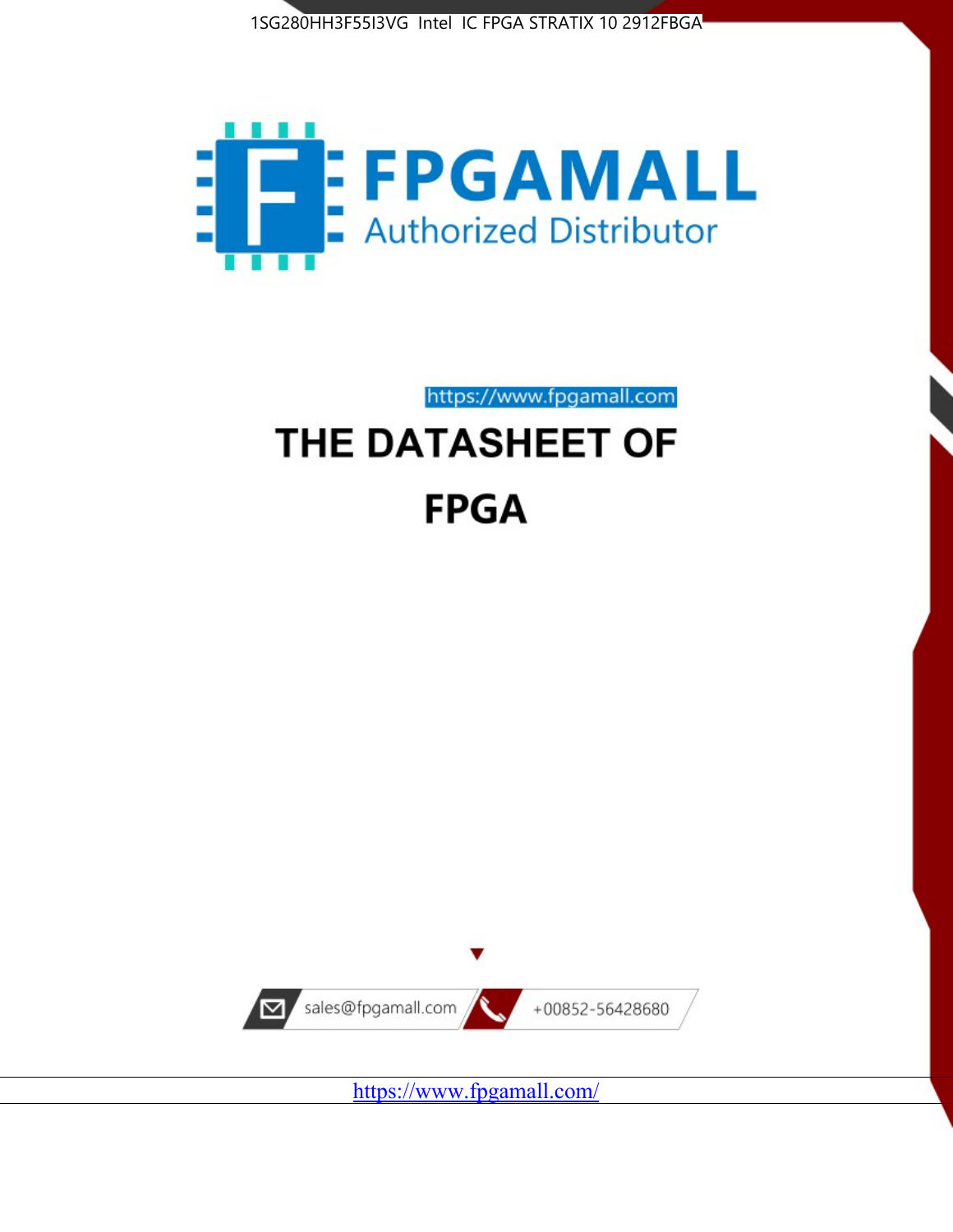1SG280HH3F55I3VG Intel IC FPGA STRATIX 10 2912FBGA

FPGAMALL

Authorized Distributor

https://www.fpgamall.com

# THE DATASHEET OF

# FPGA

sales@fpgamall.com

+00852-56428680

https://www.fpgamall.com/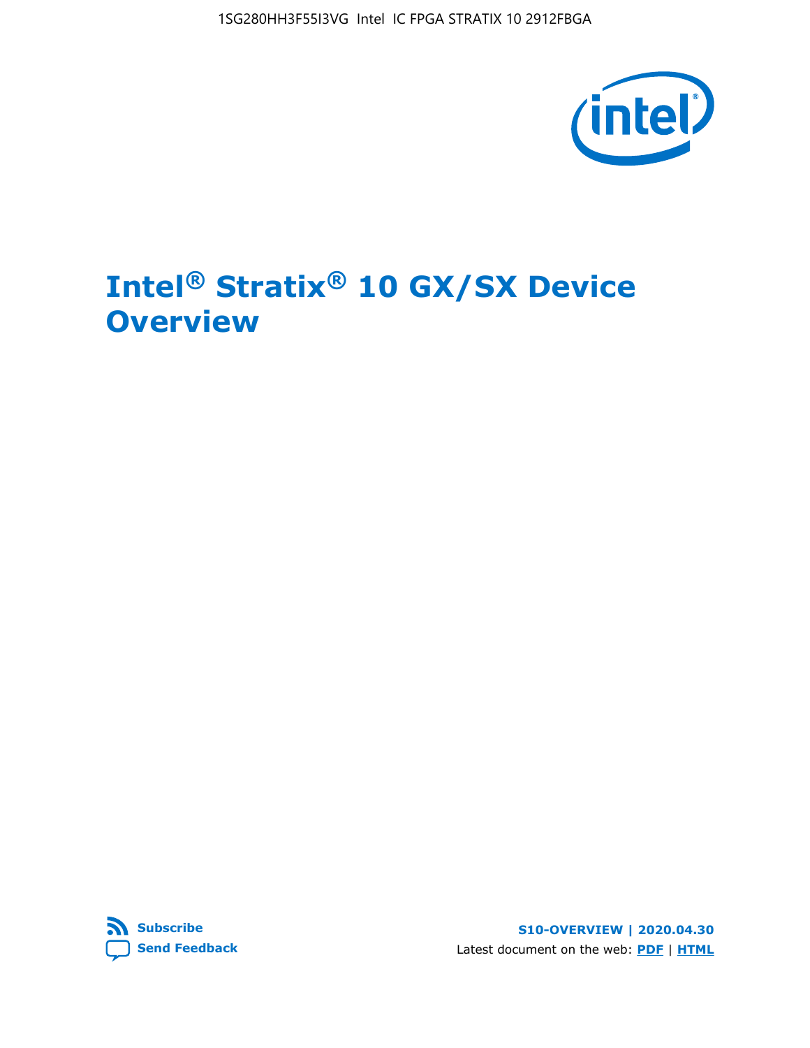# Intel® Stratix® 10 GX/SX Device Overview

S10-OVERVIEW | 2020.04.30

Subscribe

Send Feedback

Latest document on the web: PDF | HTML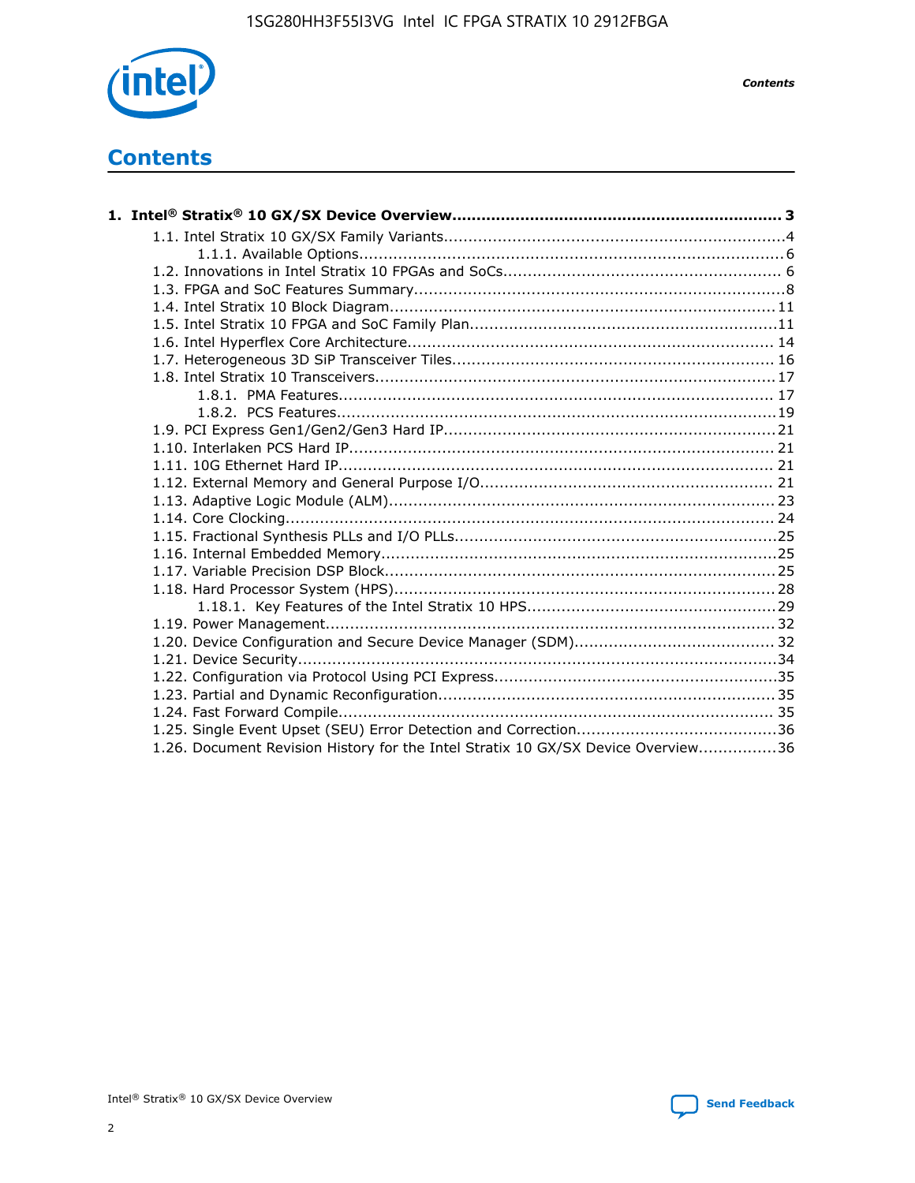# Contents

**1. Intel® Stratix® 10 GX/SX Device Overview................................................................... 3**

1.1. Intel Stratix 10 GX/SX Family Variants.....................................................................4

1.1.1. Available Options......................................................................................6

1.2. Innovations in Intel Stratix 10 FPGAs and SoCs......................................................... 6

1.3. FPGA and SoC Features Summary............................................................................8

1.4. Intel Stratix 10 Block Diagram............................................................................... 11

1.5. Intel Stratix 10 FPGA and SoC Family Plan...............................................................11

1.6. Intel Hyperflex Core Architecture........................................................................... 14

1.7. Heterogeneous 3D SiP Transceiver Tiles................................................................. 16

1.8. Intel Stratix 10 Transceivers.................................................................................17

1.8.1. PMA Features......................................................................................... 17

1.8.2. PCS Features..........................................................................................19

1.9. PCI Express Gen1/Gen2/Gen3 Hard IP...................................................................21

1.10. Interlaken PCS Hard IP....................................................................................... 21

1.11. 10G Ethernet Hard IP......................................................................................... 21

1.12. External Memory and General Purpose I/O............................................................ 21

1.13. Adaptive Logic Module (ALM)............................................................................... 23

1.14. Core Clocking.................................................................................................... 24

1.15. Fractional Synthesis PLLs and I/O PLLs.................................................................25

1.16. Internal Embedded Memory.................................................................................25

1.17. Variable Precision DSP Block................................................................................25

1.18. Hard Processor System (HPS)..............................................................................28

1.18.1. Key Features of the Intel Stratix 10 HPS..................................................29

1.19. Power Management............................................................................................ 32

1.20. Device Configuration and Secure Device Manager (SDM)......................................... 32

1.21. Device Security..................................................................................................34

1.22. Configuration via Protocol Using PCI Express..........................................................35

1.23. Partial and Dynamic Reconfiguration.................................................................... 35

1.24. Fast Forward Compile......................................................................................... 35

1.25. Single Event Upset (SEU) Error Detection and Correction.........................................36

1.26. Document Revision History for the Intel Stratix 10 GX/SX Device Overview................36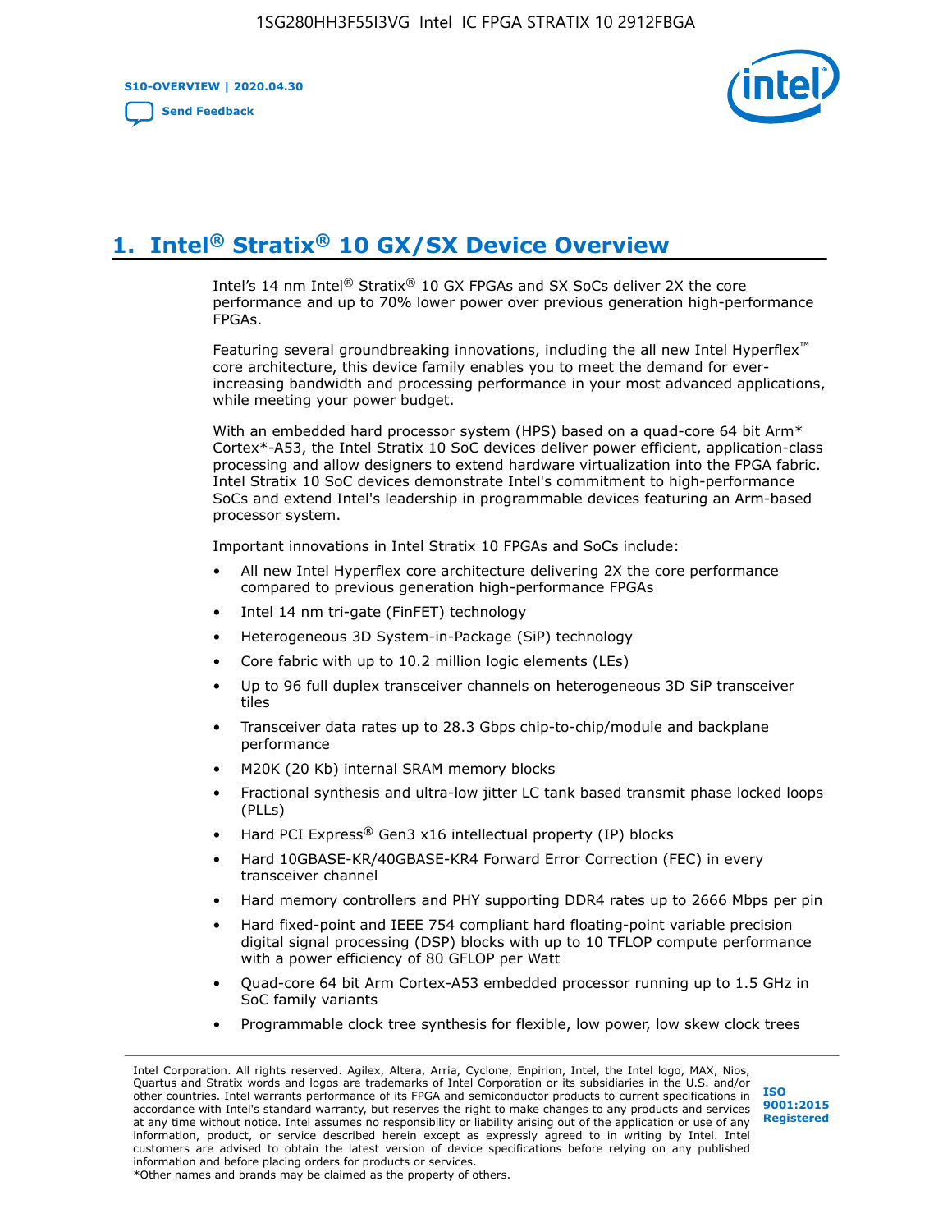# 1. Intel® Stratix® 10 GX/SX Device Overview

Intel's 14 nm Intel® Stratix® 10 GX FPGAs and SX SoCs deliver 2X the core performance and up to 70% lower power over previous generation high-performance FPGAs.

Featuring several groundbreaking innovations, including the all new Intel Hyperflex™ core architecture, this device family enables you to meet the demand for ever-increasing bandwidth and processing performance in your most advanced applications, while meeting your power budget.

With an embedded hard processor system (HPS) based on a quad-core 64 bit Arm* Cortex*-A53, the Intel Stratix 10 SoC devices deliver power efficient, application-class processing and allow designers to extend hardware virtualization into the FPGA fabric. Intel Stratix 10 SoC devices demonstrate Intel's commitment to high-performance SoCs and extend Intel's leadership in programmable devices featuring an Arm-based processor system.

Important innovations in Intel Stratix 10 FPGAs and SoCs include:

- All new Intel Hyperflex core architecture delivering 2X the core performance compared to previous generation high-performance FPGAs
- Intel 14 nm tri-gate (FinFET) technology
- Heterogeneous 3D System-in-Package (SiP) technology
- Core fabric with up to 10.2 million logic elements (LEs)
- Up to 96 full duplex transceiver channels on heterogeneous 3D SiP transceiver tiles
- Transceiver data rates up to 28.3 Gbps chip-to-chip/module and backplane performance
- M20K (20 Kb) internal SRAM memory blocks
- Fractional synthesis and ultra-low jitter LC tank based transmit phase locked loops (PLLs)
- Hard PCI Express® Gen3 x16 intellectual property (IP) blocks
- Hard 10GBASE-KR/40GBASE-KR4 Forward Error Correction (FEC) in every transceiver channel
- Hard memory controllers and PHY supporting DDR4 rates up to 2666 Mbps per pin
- Hard fixed-point and IEEE 754 compliant hard floating-point variable precision digital signal processing (DSP) blocks with up to 10 TFLOP compute performance with a power efficiency of 80 GFLOP per Watt
- Quad-core 64 bit Arm Cortex-A53 embedded processor running up to 1.5 GHz in SoC family variants
- Programmable clock tree synthesis for flexible, low power, low skew clock trees

Intel Corporation. All rights reserved. Agilex, Altera, Arria, Cyclone, Enpirion, Intel, the Intel logo, MAX, Nios, Quartus and Stratix words and logos are trademarks of Intel Corporation or its subsidiaries in the U.S. and/or other countries. Intel warrants performance of its FPGA and semiconductor products to current specifications in accordance with Intel's standard warranty, but reserves the right to make changes to any products and services at any time without notice. Intel assumes no responsibility or liability arising out of the application or use of any information, product, or service described herein except as expressly agreed to in writing by Intel. Intel customers are advised to obtain the latest version of device specifications before relying on any published information and before placing orders for products or services.
*Other names and brands may be claimed as the property of others.

ISO 9001:2015 Registered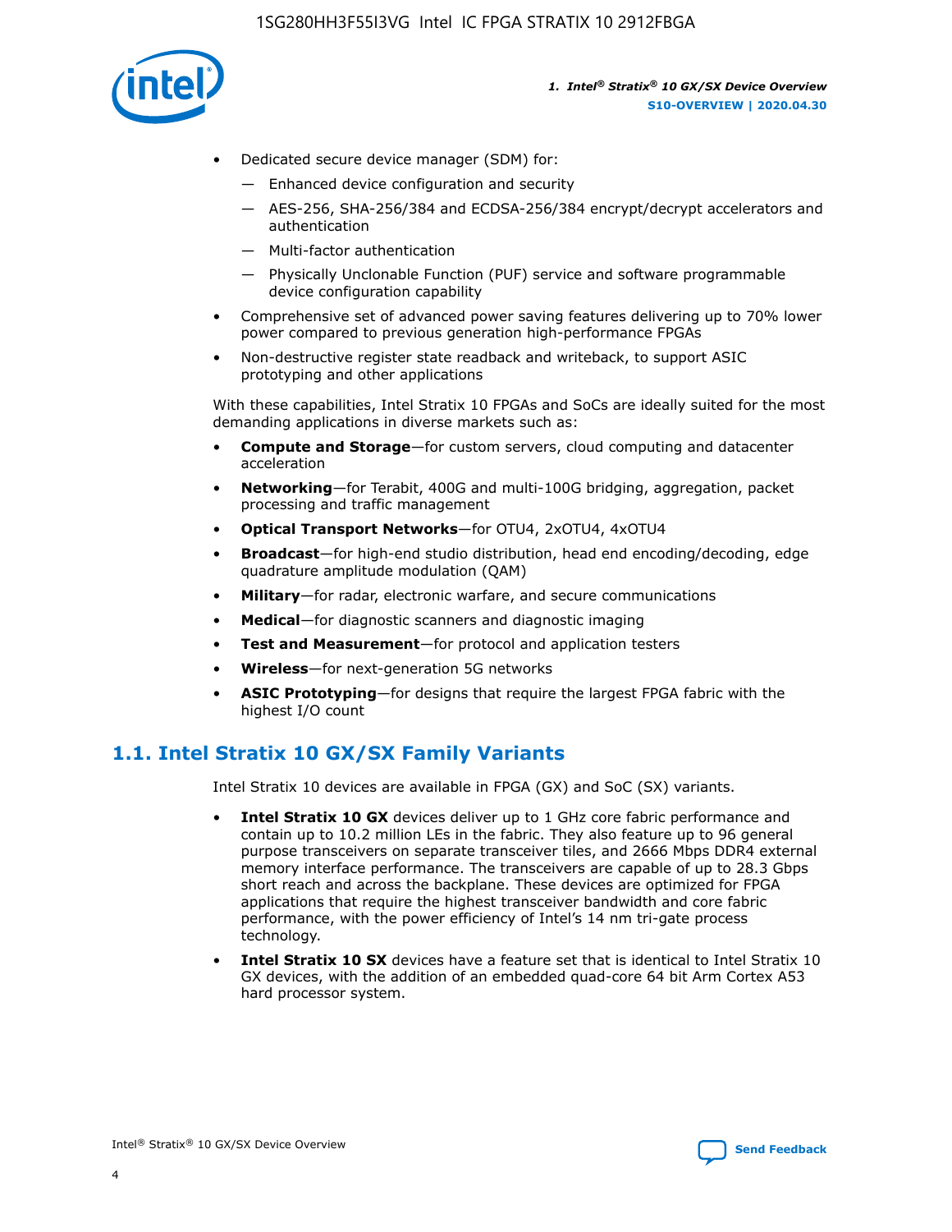- Dedicated secure device manager (SDM) for:
  - — Enhanced device configuration and security
  - — AES-256, SHA-256/384 and ECDSA-256/384 encrypt/decrypt accelerators and authentication
  - — Multi-factor authentication
  - — Physically Unclonable Function (PUF) service and software programmable device configuration capability
- Comprehensive set of advanced power saving features delivering up to 70% lower power compared to previous generation high-performance FPGAs
- Non-destructive register state readback and writeback, to support ASIC prototyping and other applications

With these capabilities, Intel Stratix 10 FPGAs and SoCs are ideally suited for the most demanding applications in diverse markets such as:

- **Compute and Storage**—for custom servers, cloud computing and datacenter acceleration
- **Networking**—for Terabit, 400G and multi-100G bridging, aggregation, packet processing and traffic management
- **Optical Transport Networks**—for OTU4, 2xOTU4, 4xOTU4
- **Broadcast**—for high-end studio distribution, head end encoding/decoding, edge quadrature amplitude modulation (QAM)
- **Military**—for radar, electronic warfare, and secure communications
- **Medical**—for diagnostic scanners and diagnostic imaging
- **Test and Measurement**—for protocol and application testers
- **Wireless**—for next-generation 5G networks
- **ASIC Prototyping**—for designs that require the largest FPGA fabric with the highest I/O count

## 1.1. Intel Stratix 10 GX/SX Family Variants

Intel Stratix 10 devices are available in FPGA (GX) and SoC (SX) variants.

- **Intel Stratix 10 GX** devices deliver up to 1 GHz core fabric performance and contain up to 10.2 million LEs in the fabric. They also feature up to 96 general purpose transceivers on separate transceiver tiles, and 2666 Mbps DDR4 external memory interface performance. The transceivers are capable of up to 28.3 Gbps short reach and across the backplane. These devices are optimized for FPGA applications that require the highest transceiver bandwidth and core fabric performance, with the power efficiency of Intel's 14 nm tri-gate process technology.
- **Intel Stratix 10 SX** devices have a feature set that is identical to Intel Stratix 10 GX devices, with the addition of an embedded quad-core 64 bit Arm Cortex A53 hard processor system.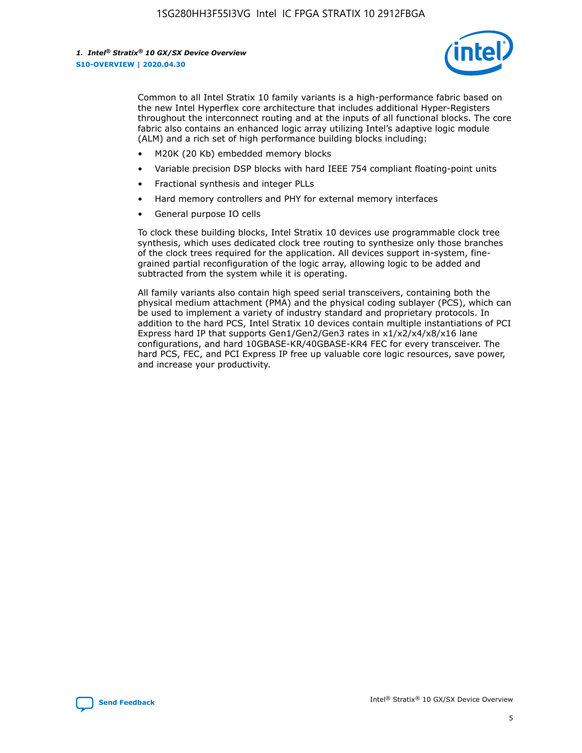Common to all Intel Stratix 10 family variants is a high-performance fabric based on the new Intel Hyperflex core architecture that includes additional Hyper-Registers throughout the interconnect routing and at the inputs of all functional blocks. The core fabric also contains an enhanced logic array utilizing Intel's adaptive logic module (ALM) and a rich set of high performance building blocks including:

- M20K (20 Kb) embedded memory blocks
- Variable precision DSP blocks with hard IEEE 754 compliant floating-point units
- Fractional synthesis and integer PLLs
- Hard memory controllers and PHY for external memory interfaces
- General purpose IO cells

To clock these building blocks, Intel Stratix 10 devices use programmable clock tree synthesis, which uses dedicated clock tree routing to synthesize only those branches of the clock trees required for the application. All devices support in-system, fine-grained partial reconfiguration of the logic array, allowing logic to be added and subtracted from the system while it is operating.

All family variants also contain high speed serial transceivers, containing both the physical medium attachment (PMA) and the physical coding sublayer (PCS), which can be used to implement a variety of industry standard and proprietary protocols. In addition to the hard PCS, Intel Stratix 10 devices contain multiple instantiations of PCI Express hard IP that supports Gen1/Gen2/Gen3 rates in x1/x2/x4/x8/x16 lane configurations, and hard 10GBASE-KR/40GBASE-KR4 FEC for every transceiver. The hard PCS, FEC, and PCI Express IP free up valuable core logic resources, save power, and increase your productivity.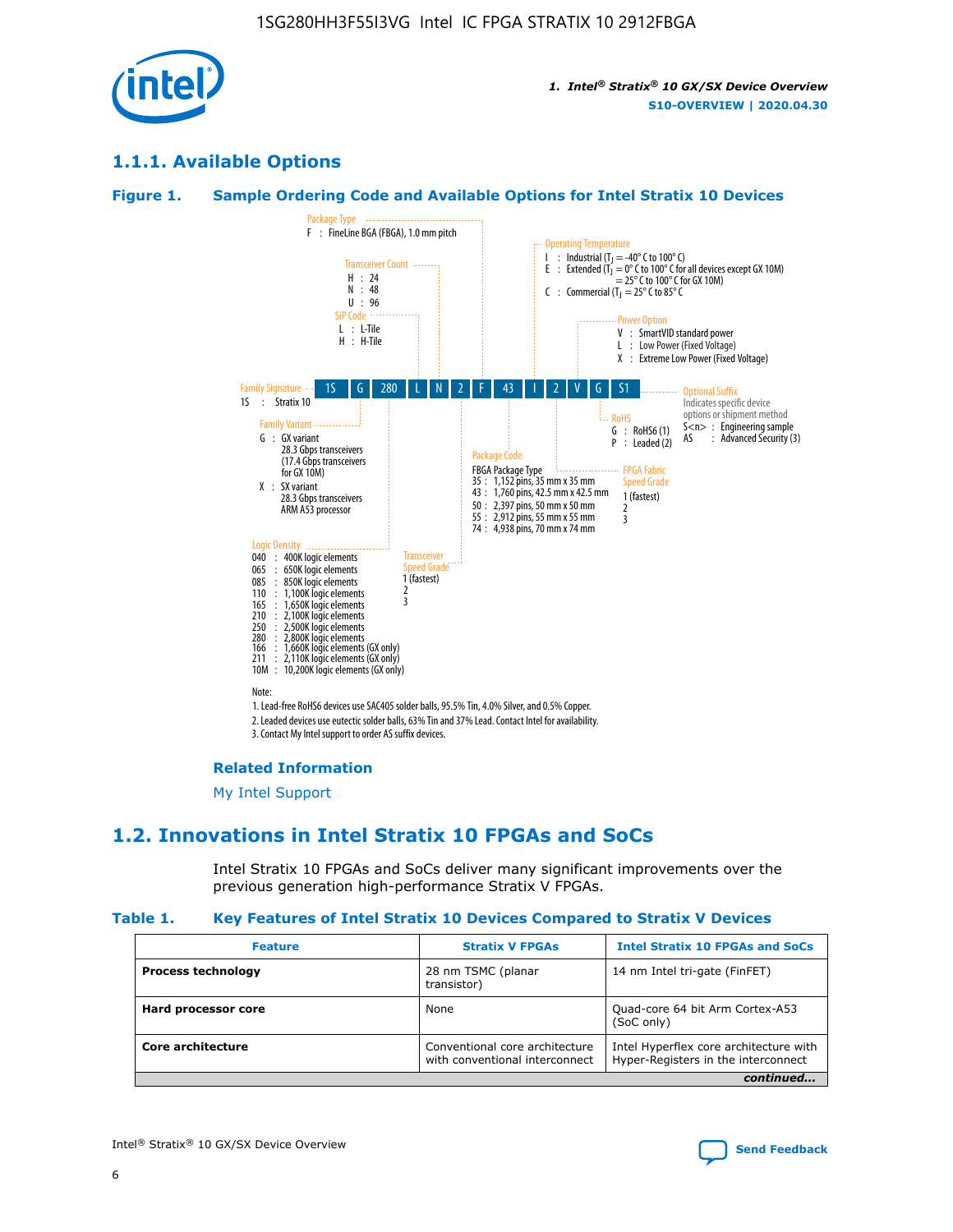### 1.1.1. Available Options

**Figure 1. Sample Ordering Code and Available Options for Intel Stratix 10 Devices**

1S G 280 L N 2 F 43 I 2 V G S1

Family Signature
1S : Stratix 10

Family Variant
G : GX variant
28.3 Gbps transceivers
(17.4 Gbps transceivers for GX 10M)
X : SX variant
28.3 Gbps transceivers
ARM A53 processor

Logic Density
040 : 400K logic elements
065 : 650K logic elements
085 : 850K logic elements
110 : 1,100K logic elements
165 : 1,650K logic elements
210 : 2,100K logic elements
250 : 2,500K logic elements
280 : 2,800K logic elements
166 : 1,660K logic elements (GX only)
211 : 2,110K logic elements (GX only)
10M : 10,200K logic elements (GX only)

SiP Code
L : L-Tile
H : H-Tile

Transceiver Count
H : 24
N : 48
U : 96

Transceiver Speed Grade
1 (fastest)
2
3

Package Type
F : FineLine BGA (FBGA), 1.0 mm pitch

Package Code
FBGA Package Type
35 : 1,152 pins, 35 mm x 35 mm
43 : 1,760 pins, 42.5 mm x 42.5 mm
50 : 2,397 pins, 50 mm x 50 mm
55 : 2,912 pins, 55 mm x 55 mm
74 : 4,938 pins, 70 mm x 74 mm

Operating Temperature
I : Industrial ($T_J$ = -40° C to 100° C)
E : Extended ($T_J$ = 0° C to 100° C for all devices except GX 10M)
= 25° C to 100° C for GX 10M)
C : Commercial ($T_J$ = 25° C to 85° C

FPGA Fabric Speed Grade
1 (fastest)
2
3

Power Option
V : SmartVID standard power
L : Low Power (Fixed Voltage)
X : Extreme Low Power (Fixed Voltage)

RoHS
G : RoHS6 (1)
P : Leaded (2)

Optional Suffix
Indicates specific device options or shipment method
S<n> : Engineering sample
AS : Advanced Security (3)

Note:
1. Lead-free RoHS6 devices use SAC405 solder balls, 95.5% Tin, 4.0% Silver, and 0.5% Copper.
2. Leaded devices use eutectic solder balls, 63% Tin and 37% Lead. Contact Intel for availability.
3. Contact My Intel support to order AS suffix devices.

#### Related Information

My Intel Support

## 1.2. Innovations in Intel Stratix 10 FPGAs and SoCs

Intel Stratix 10 FPGAs and SoCs deliver many significant improvements over the previous generation high-performance Stratix V FPGAs.

**Table 1. Key Features of Intel Stratix 10 Devices Compared to Stratix V Devices**

| Feature | Stratix V FPGAs | Intel Stratix 10 FPGAs and SoCs |
|---|---|---|
| **Process technology** | 28 nm TSMC (planar transistor) | 14 nm Intel tri-gate (FinFET) |
| **Hard processor core** | None | Quad-core 64 bit Arm Cortex-A53 (SoC only) |
| **Core architecture** | Conventional core architecture with conventional interconnect | Intel Hyperflex core architecture with Hyper-Registers in the interconnect |

*continued...*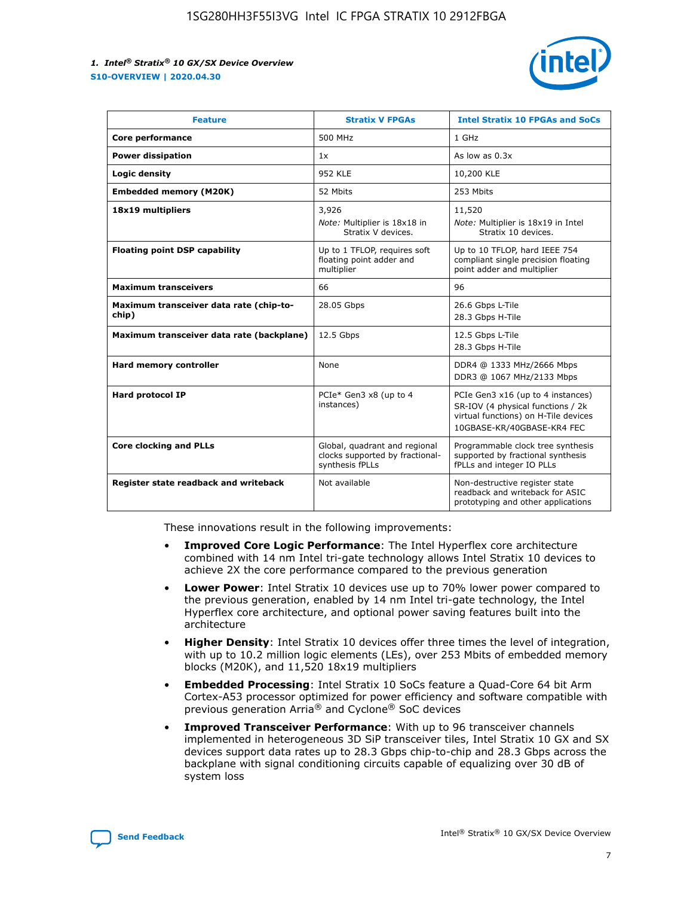| Feature | Stratix V FPGAs | Intel Stratix 10 FPGAs and SoCs |
| --- | --- | --- |
| **Core performance** | 500 MHz | 1 GHz |
| **Power dissipation** | 1x | As low as 0.3x |
| **Logic density** | 952 KLE | 10,200 KLE |
| **Embedded memory (M20K)** | 52 Mbits | 253 Mbits |
| **18x19 multipliers** | 3,926<br>*Note:* Multiplier is 18x18 in Stratix V devices. | 11,520<br>*Note:* Multiplier is 18x19 in Intel Stratix 10 devices. |
| **Floating point DSP capability** | Up to 1 TFLOP, requires soft floating point adder and multiplier | Up to 10 TFLOP, hard IEEE 754 compliant single precision floating point adder and multiplier |
| **Maximum transceivers** | 66 | 96 |
| **Maximum transceiver data rate (chip-to-chip)** | 28.05 Gbps | 26.6 Gbps L-Tile<br>28.3 Gbps H-Tile |
| **Maximum transceiver data rate (backplane)** | 12.5 Gbps | 12.5 Gbps L-Tile<br>28.3 Gbps H-Tile |
| **Hard memory controller** | None | DDR4 @ 1333 MHz/2666 Mbps<br>DDR3 @ 1067 MHz/2133 Mbps |
| **Hard protocol IP** | PCIe* Gen3 x8 (up to 4 instances) | PCIe Gen3 x16 (up to 4 instances)<br>SR-IOV (4 physical functions / 2k virtual functions) on H-Tile devices<br>10GBASE-KR/40GBASE-KR4 FEC |
| **Core clocking and PLLs** | Global, quadrant and regional clocks supported by fractional-synthesis fPLLs | Programmable clock tree synthesis supported by fractional synthesis fPLLs and integer IO PLLs |
| **Register state readback and writeback** | Not available | Non-destructive register state readback and writeback for ASIC prototyping and other applications |

These innovations result in the following improvements:

- **Improved Core Logic Performance**: The Intel Hyperflex core architecture combined with 14 nm Intel tri-gate technology allows Intel Stratix 10 devices to achieve 2X the core performance compared to the previous generation
- **Lower Power**: Intel Stratix 10 devices use up to 70% lower power compared to the previous generation, enabled by 14 nm Intel tri-gate technology, the Intel Hyperflex core architecture, and optional power saving features built into the architecture
- **Higher Density**: Intel Stratix 10 devices offer three times the level of integration, with up to 10.2 million logic elements (LEs), over 253 Mbits of embedded memory blocks (M20K), and 11,520 18x19 multipliers
- **Embedded Processing**: Intel Stratix 10 SoCs feature a Quad-Core 64 bit Arm Cortex-A53 processor optimized for power efficiency and software compatible with previous generation Arria® and Cyclone® SoC devices
- **Improved Transceiver Performance**: With up to 96 transceiver channels implemented in heterogeneous 3D SiP transceiver tiles, Intel Stratix 10 GX and SX devices support data rates up to 28.3 Gbps chip-to-chip and 28.3 Gbps across the backplane with signal conditioning circuits capable of equalizing over 30 dB of system loss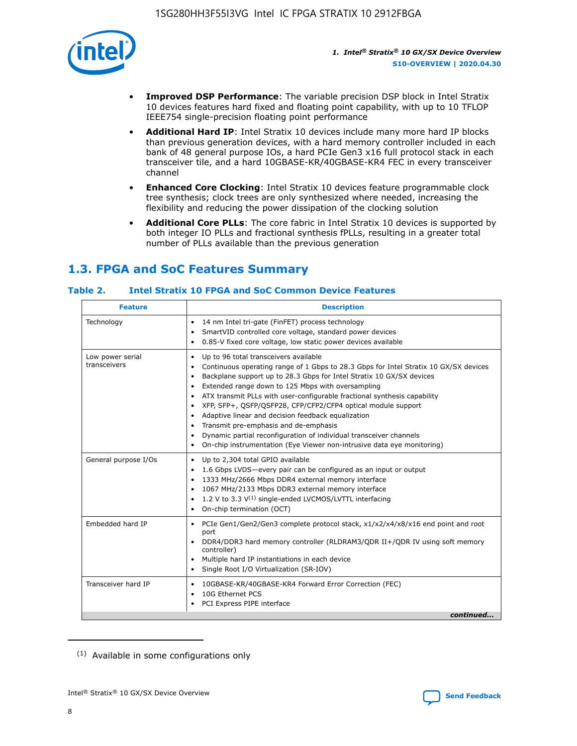- **Improved DSP Performance**: The variable precision DSP block in Intel Stratix 10 devices features hard fixed and floating point capability, with up to 10 TFLOP IEEE754 single-precision floating point performance
- **Additional Hard IP**: Intel Stratix 10 devices include many more hard IP blocks than previous generation devices, with a hard memory controller included in each bank of 48 general purpose IOs, a hard PCIe Gen3 x16 full protocol stack in each transceiver tile, and a hard 10GBASE-KR/40GBASE-KR4 FEC in every transceiver channel
- **Enhanced Core Clocking**: Intel Stratix 10 devices feature programmable clock tree synthesis; clock trees are only synthesized where needed, increasing the flexibility and reducing the power dissipation of the clocking solution
- **Additional Core PLLs**: The core fabric in Intel Stratix 10 devices is supported by both integer IO PLLs and fractional synthesis fPLLs, resulting in a greater total number of PLLs available than the previous generation

## 1.3. FPGA and SoC Features Summary

### Table 2. Intel Stratix 10 FPGA and SoC Common Device Features

| Feature | Description |
|---|---|
| Technology | • 14 nm Intel tri-gate (FinFET) process technology<br>• SmartVID controlled core voltage, standard power devices<br>• 0.85-V fixed core voltage, low static power devices available |
| Low power serial transceivers | • Up to 96 total transceivers available<br>• Continuous operating range of 1 Gbps to 28.3 Gbps for Intel Stratix 10 GX/SX devices<br>• Backplane support up to 28.3 Gbps for Intel Stratix 10 GX/SX devices<br>• Extended range down to 125 Mbps with oversampling<br>• ATX transmit PLLs with user-configurable fractional synthesis capability<br>• XFP, SFP+, QSFP/QSFP28, CFP/CFP2/CFP4 optical module support<br>• Adaptive linear and decision feedback equalization<br>• Transmit pre-emphasis and de-emphasis<br>• Dynamic partial reconfiguration of individual transceiver channels<br>• On-chip instrumentation (Eye Viewer non-intrusive data eye monitoring) |
| General purpose I/Os | • Up to 2,304 total GPIO available<br>• 1.6 Gbps LVDS—every pair can be configured as an input or output<br>• 1333 MHz/2666 Mbps DDR4 external memory interface<br>• 1067 MHz/2133 Mbps DDR3 external memory interface<br>• 1.2 V to 3.3 V[(1)] single-ended LVCMOS/LVTTL interfacing<br>• On-chip termination (OCT) |
| Embedded hard IP | • PCIe Gen1/Gen2/Gen3 complete protocol stack, x1/x2/x4/x8/x16 end point and root port<br>• DDR4/DDR3 hard memory controller (RLDRAM3/QDR II+/QDR IV using soft memory controller)<br>• Multiple hard IP instantiations in each device<br>• Single Root I/O Virtualization (SR-IOV) |
| Transceiver hard IP | • 10GBASE-KR/40GBASE-KR4 Forward Error Correction (FEC)<br>• 10G Ethernet PCS<br>• PCI Express PIPE interface |

*continued...*

(1) Available in some configurations only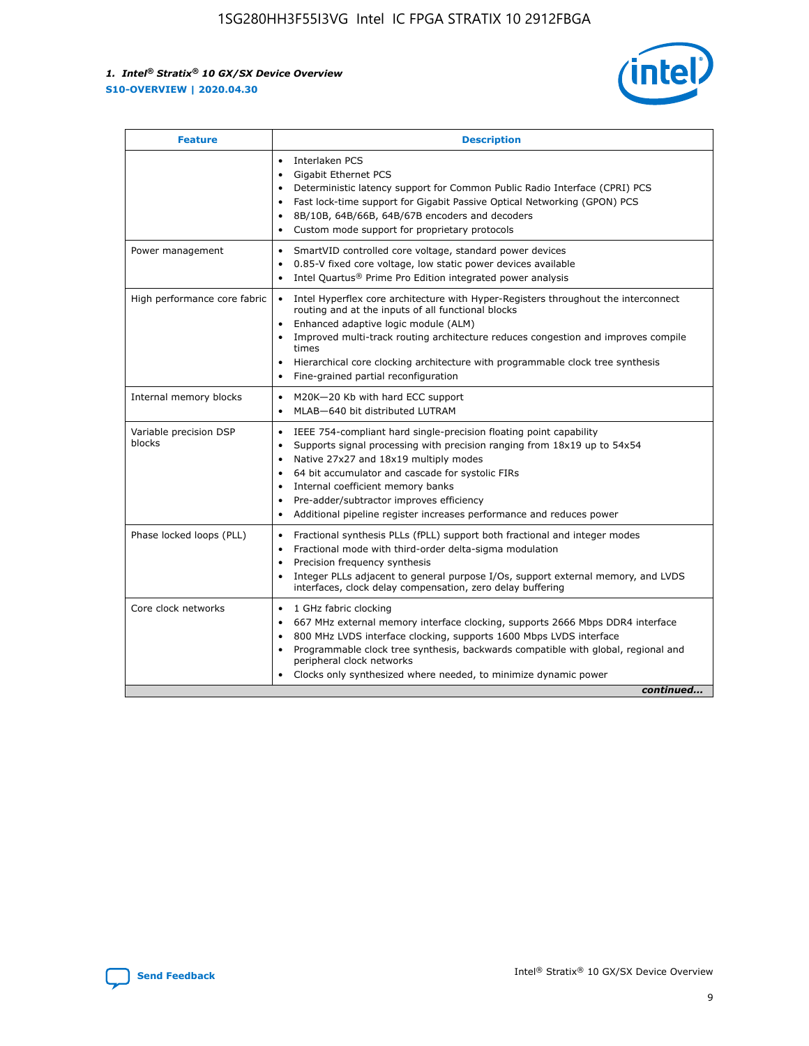| Feature | Description |
| --- | --- |
| | • Interlaken PCS<br>• Gigabit Ethernet PCS<br>• Deterministic latency support for Common Public Radio Interface (CPRI) PCS<br>• Fast lock-time support for Gigabit Passive Optical Networking (GPON) PCS<br>• 8B/10B, 64B/66B, 64B/67B encoders and decoders<br>• Custom mode support for proprietary protocols |
| Power management | • SmartVID controlled core voltage, standard power devices<br>• 0.85-V fixed core voltage, low static power devices available<br>• Intel Quartus® Prime Pro Edition integrated power analysis |
| High performance core fabric | • Intel Hyperflex core architecture with Hyper-Registers throughout the interconnect routing and at the inputs of all functional blocks<br>• Enhanced adaptive logic module (ALM)<br>• Improved multi-track routing architecture reduces congestion and improves compile times<br>• Hierarchical core clocking architecture with programmable clock tree synthesis<br>• Fine-grained partial reconfiguration |
| Internal memory blocks | • M20K—20 Kb with hard ECC support<br>• MLAB—640 bit distributed LUTRAM |
| Variable precision DSP blocks | • IEEE 754-compliant hard single-precision floating point capability<br>• Supports signal processing with precision ranging from 18x19 up to 54x54<br>• Native 27x27 and 18x19 multiply modes<br>• 64 bit accumulator and cascade for systolic FIRs<br>• Internal coefficient memory banks<br>• Pre-adder/subtractor improves efficiency<br>• Additional pipeline register increases performance and reduces power |
| Phase locked loops (PLL) | • Fractional synthesis PLLs (fPLL) support both fractional and integer modes<br>• Fractional mode with third-order delta-sigma modulation<br>• Precision frequency synthesis<br>• Integer PLLs adjacent to general purpose I/Os, support external memory, and LVDS interfaces, clock delay compensation, zero delay buffering |
| Core clock networks | • 1 GHz fabric clocking<br>• 667 MHz external memory interface clocking, supports 2666 Mbps DDR4 interface<br>• 800 MHz LVDS interface clocking, supports 1600 Mbps LVDS interface<br>• Programmable clock tree synthesis, backwards compatible with global, regional and peripheral clock networks<br>• Clocks only synthesized where needed, to minimize dynamic power |

*continued...*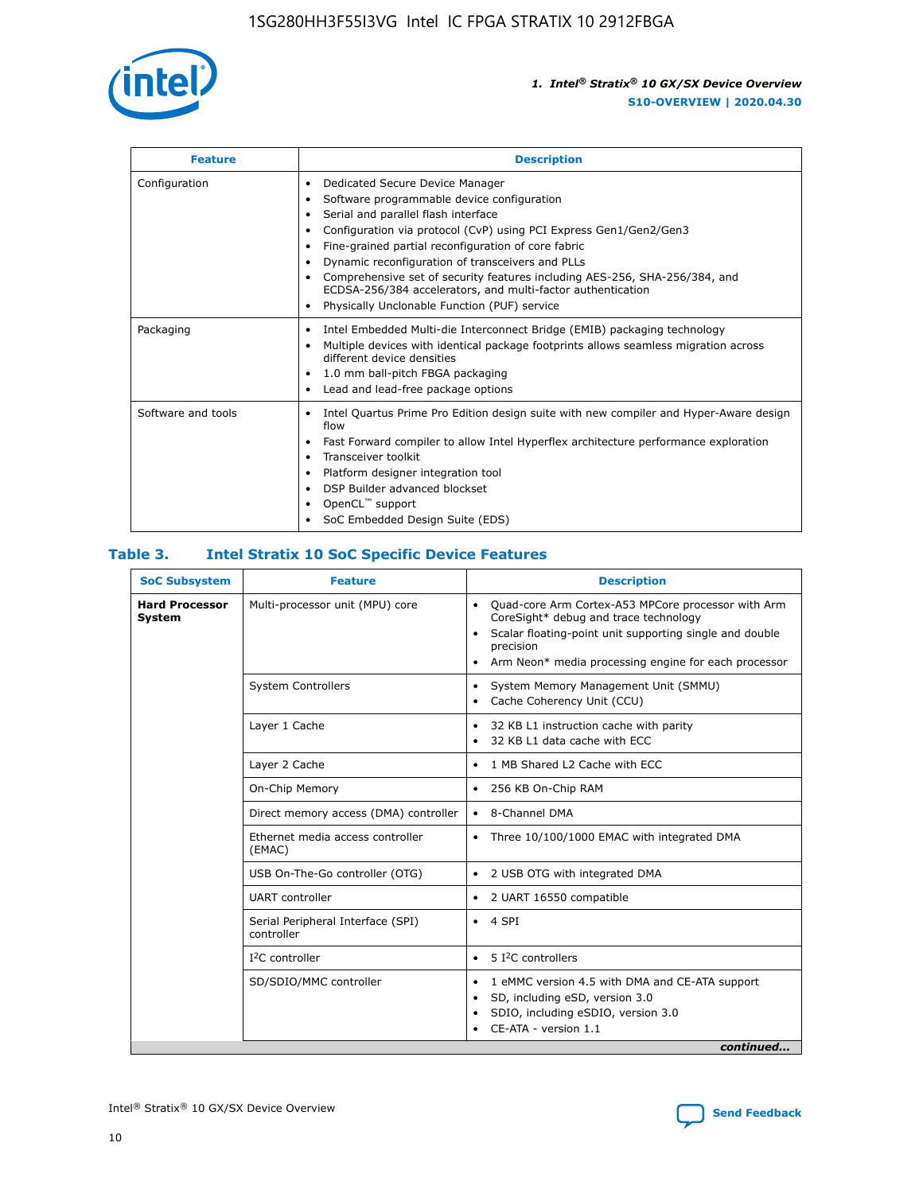| Feature | Description |
| --- | --- |
| Configuration | • Dedicated Secure Device Manager<br>• Software programmable device configuration<br>• Serial and parallel flash interface<br>• Configuration via protocol (CvP) using PCI Express Gen1/Gen2/Gen3<br>• Fine-grained partial reconfiguration of core fabric<br>• Dynamic reconfiguration of transceivers and PLLs<br>• Comprehensive set of security features including AES-256, SHA-256/384, and ECDSA-256/384 accelerators, and multi-factor authentication<br>• Physically Unclonable Function (PUF) service |
| Packaging | • Intel Embedded Multi-die Interconnect Bridge (EMIB) packaging technology<br>• Multiple devices with identical package footprints allows seamless migration across different device densities<br>• 1.0 mm ball-pitch FBGA packaging<br>• Lead and lead-free package options |
| Software and tools | • Intel Quartus Prime Pro Edition design suite with new compiler and Hyper-Aware design flow<br>• Fast Forward compiler to allow Intel Hyperflex architecture performance exploration<br>• Transceiver toolkit<br>• Platform designer integration tool<br>• DSP Builder advanced blockset<br>• OpenCL™ support<br>• SoC Embedded Design Suite (EDS) |

## Table 3. Intel Stratix 10 SoC Specific Device Features

| SoC Subsystem | Feature | Description |
| --- | --- | --- |
| **Hard Processor System** | Multi-processor unit (MPU) core | • Quad-core Arm Cortex-A53 MPCore processor with Arm CoreSight* debug and trace technology<br>• Scalar floating-point unit supporting single and double precision<br>• Arm Neon* media processing engine for each processor |
| | System Controllers | • System Memory Management Unit (SMMU)<br>• Cache Coherency Unit (CCU) |
| | Layer 1 Cache | • 32 KB L1 instruction cache with parity<br>• 32 KB L1 data cache with ECC |
| | Layer 2 Cache | • 1 MB Shared L2 Cache with ECC |
| | On-Chip Memory | • 256 KB On-Chip RAM |
| | Direct memory access (DMA) controller | • 8-Channel DMA |
| | Ethernet media access controller (EMAC) | • Three 10/100/1000 EMAC with integrated DMA |
| | USB On-The-Go controller (OTG) | • 2 USB OTG with integrated DMA |
| | UART controller | • 2 UART 16550 compatible |
| | Serial Peripheral Interface (SPI) controller | • 4 SPI |
| | I²C controller | • 5 I²C controllers |
| | SD/SDIO/MMC controller | • 1 eMMC version 4.5 with DMA and CE-ATA support<br>• SD, including eSD, version 3.0<br>• SDIO, including eSDIO, version 3.0<br>• CE-ATA - version 1.1 |

*continued...*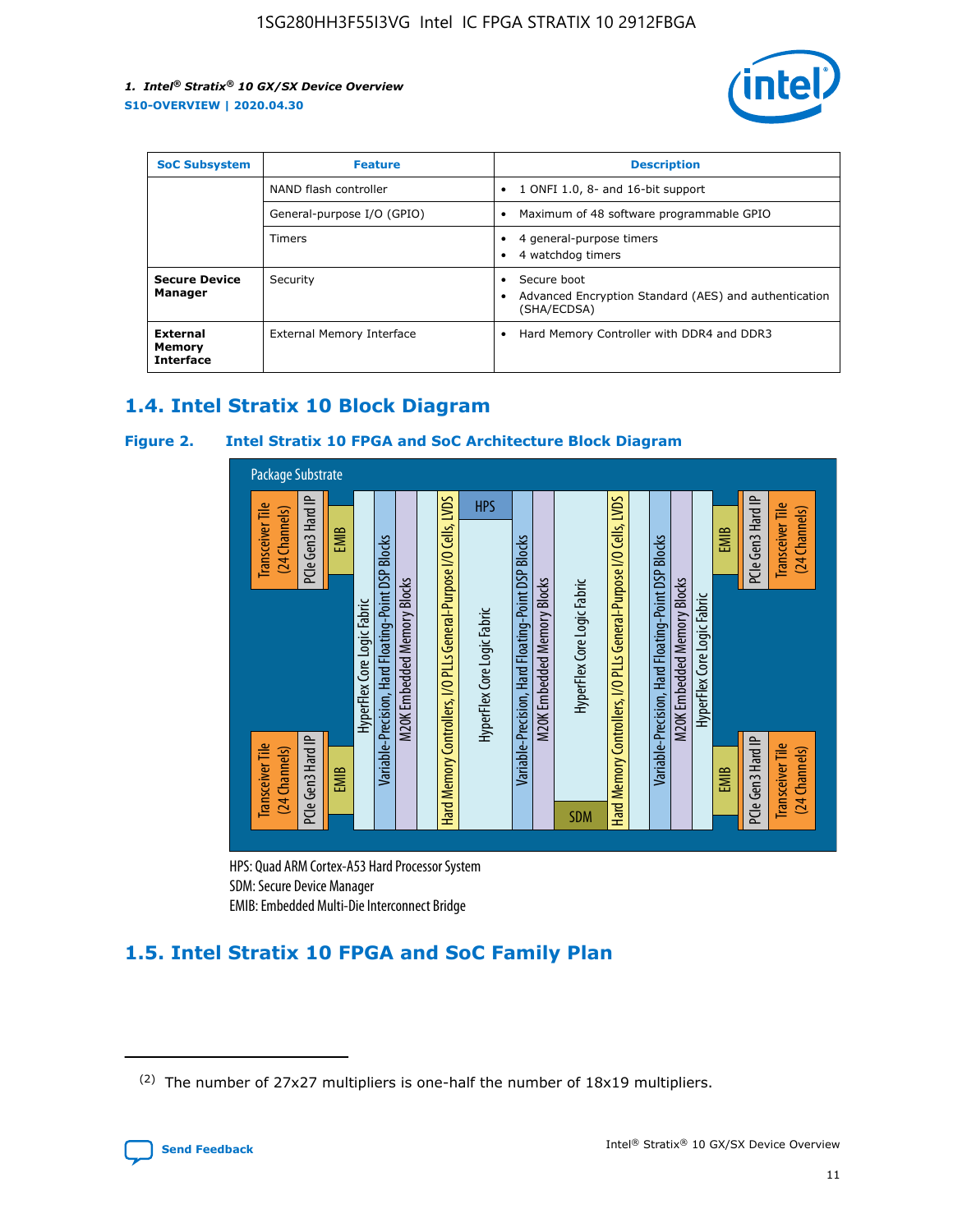| SoC Subsystem | Feature | Description |
| --- | --- | --- |
| | NAND flash controller | • 1 ONFI 1.0, 8- and 16-bit support |
| | General-purpose I/O (GPIO) | • Maximum of 48 software programmable GPIO |
| | Timers | • 4 general-purpose timers<br>• 4 watchdog timers |
| **Secure Device Manager** | Security | • Secure boot<br>• Advanced Encryption Standard (AES) and authentication (SHA/ECDSA) |
| **External Memory Interface** | External Memory Interface | • Hard Memory Controller with DDR4 and DDR3 |

## 1.4. Intel Stratix 10 Block Diagram

**Figure 2. Intel Stratix 10 FPGA and SoC Architecture Block Diagram**

Package Substrate

Transceiver Tile (24 Channels)
PCIe Gen3 Hard IP
EMIB
HyperFlex Core Logic Fabric
Variable-Precision, Hard Floating-Point DSP Blocks
M20K Embedded Memory Blocks
Hard Memory Controllers, I/O PLLs General-Purpose I/O Cells, LVDS
HPS
HyperFlex Core Logic Fabric
SDM

HPS: Quad ARM Cortex-A53 Hard Processor System
SDM: Secure Device Manager
EMIB: Embedded Multi-Die Interconnect Bridge

## 1.5. Intel Stratix 10 FPGA and SoC Family Plan

(2) The number of 27x27 multipliers is one-half the number of 18x19 multipliers.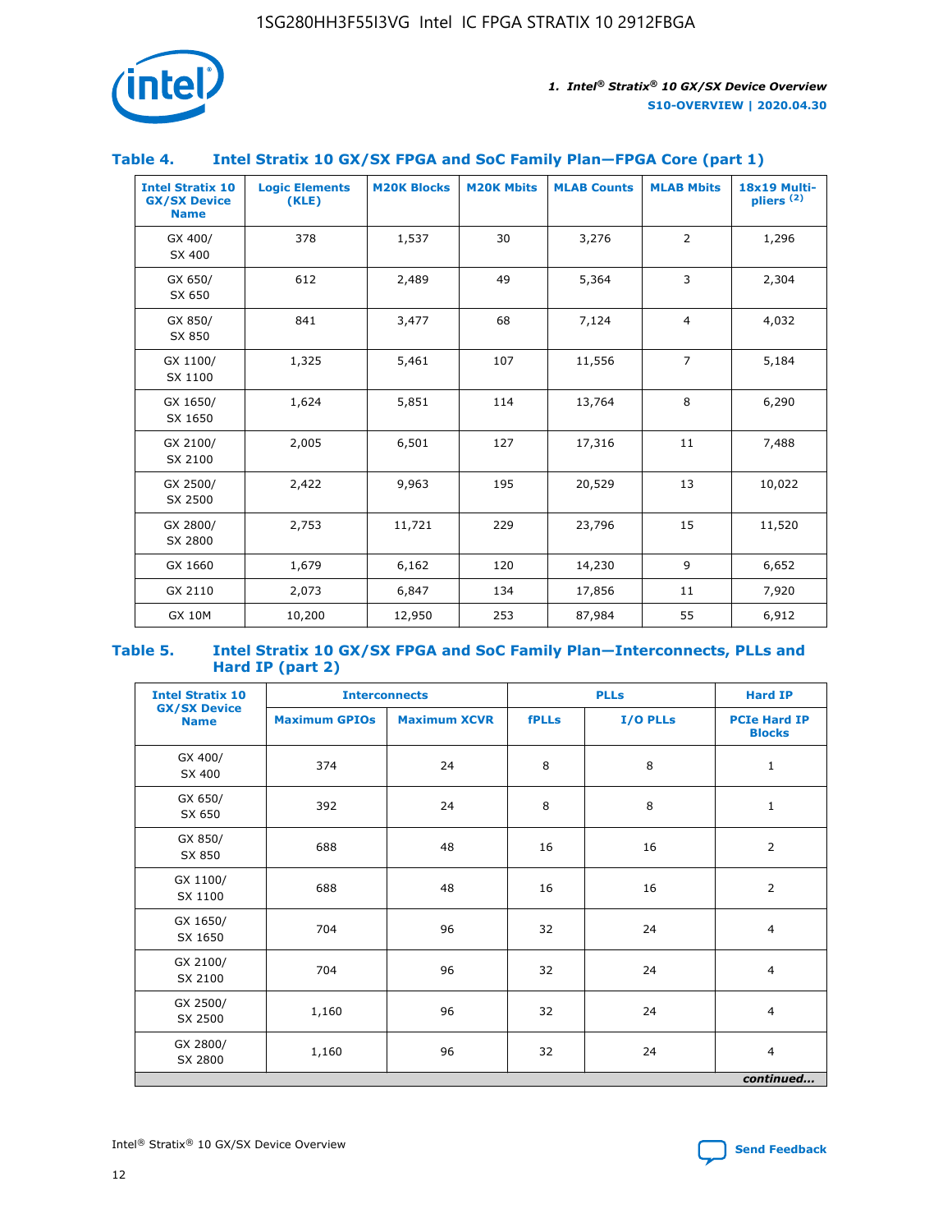## Table 4. Intel Stratix 10 GX/SX FPGA and SoC Family Plan—FPGA Core (part 1)

| Intel Stratix 10 GX/SX Device Name | Logic Elements (KLE) | M20K Blocks | M20K Mbits | MLAB Counts | MLAB Mbits | 18x19 Multi-pliers [(2)] |
|---|---|---|---|---|---|---|
| GX 400/ SX 400 | 378 | 1,537 | 30 | 3,276 | 2 | 1,296 |
| GX 650/ SX 650 | 612 | 2,489 | 49 | 5,364 | 3 | 2,304 |
| GX 850/ SX 850 | 841 | 3,477 | 68 | 7,124 | 4 | 4,032 |
| GX 1100/ SX 1100 | 1,325 | 5,461 | 107 | 11,556 | 7 | 5,184 |
| GX 1650/ SX 1650 | 1,624 | 5,851 | 114 | 13,764 | 8 | 6,290 |
| GX 2100/ SX 2100 | 2,005 | 6,501 | 127 | 17,316 | 11 | 7,488 |
| GX 2500/ SX 2500 | 2,422 | 9,963 | 195 | 20,529 | 13 | 10,022 |
| GX 2800/ SX 2800 | 2,753 | 11,721 | 229 | 23,796 | 15 | 11,520 |
| GX 1660 | 1,679 | 6,162 | 120 | 14,230 | 9 | 6,652 |
| GX 2110 | 2,073 | 6,847 | 134 | 17,856 | 11 | 7,920 |
| GX 10M | 10,200 | 12,950 | 253 | 87,984 | 55 | 6,912 |

## Table 5. Intel Stratix 10 GX/SX FPGA and SoC Family Plan—Interconnects, PLLs and Hard IP (part 2)

| Intel Stratix 10 GX/SX Device Name | Interconnects | | PLLs | | Hard IP |
|---|---|---|---|---|---|
| | Maximum GPIOs | Maximum XCVR | fPLLs | I/O PLLs | PCIe Hard IP Blocks |
| GX 400/ SX 400 | 374 | 24 | 8 | 8 | 1 |
| GX 650/ SX 650 | 392 | 24 | 8 | 8 | 1 |
| GX 850/ SX 850 | 688 | 48 | 16 | 16 | 2 |
| GX 1100/ SX 1100 | 688 | 48 | 16 | 16 | 2 |
| GX 1650/ SX 1650 | 704 | 96 | 32 | 24 | 4 |
| GX 2100/ SX 2100 | 704 | 96 | 32 | 24 | 4 |
| GX 2500/ SX 2500 | 1,160 | 96 | 32 | 24 | 4 |
| GX 2800/ SX 2800 | 1,160 | 96 | 32 | 24 | 4 |

*continued...*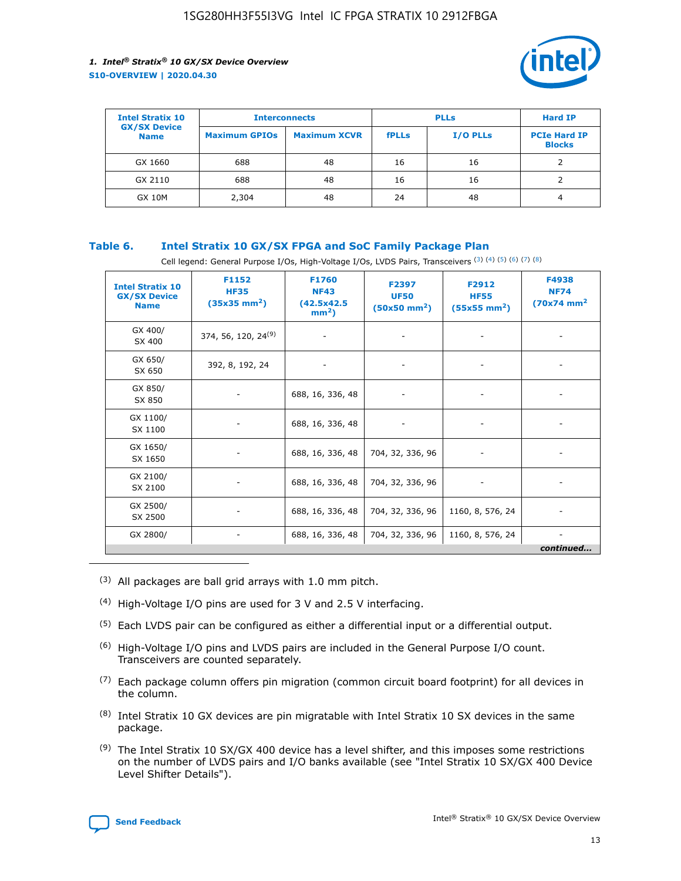| Intel Stratix 10 GX/SX Device Name | Interconnects | | PLLs | | Hard IP |
| --- | --- | --- | --- | --- | --- |
| | Maximum GPIOs | Maximum XCVR | fPLLs | I/O PLLs | PCIe Hard IP Blocks |
| GX 1660 | 688 | 48 | 16 | 16 | 2 |
| GX 2110 | 688 | 48 | 16 | 16 | 2 |
| GX 10M | 2,304 | 48 | 24 | 48 | 4 |

**Table 6. Intel Stratix 10 GX/SX FPGA and SoC Family Package Plan**

Cell legend: General Purpose I/Os, High-Voltage I/Os, LVDS Pairs, Transceivers [(3)] [(4)] [(5)] [(6)] [(7)] [(8)]

| Intel Stratix 10 GX/SX Device Name | F1152 HF35 (35x35 mm²) | F1760 NF43 (42.5x42.5 mm²) | F2397 UF50 (50x50 mm²) | F2912 HF55 (55x55 mm²) | F4938 NF74 (70x74 mm²) |
| --- | --- | --- | --- | --- | --- |
| GX 400/ SX 400 | 374, 56, 120, 24[(9)] | - | - | - | - |
| GX 650/ SX 650 | 392, 8, 192, 24 | - | - | - | - |
| GX 850/ SX 850 | - | 688, 16, 336, 48 | - | - | - |
| GX 1100/ SX 1100 | - | 688, 16, 336, 48 | - | - | - |
| GX 1650/ SX 1650 | - | 688, 16, 336, 48 | 704, 32, 336, 96 | - | - |
| GX 2100/ SX 2100 | - | 688, 16, 336, 48 | 704, 32, 336, 96 | - | - |
| GX 2500/ SX 2500 | - | 688, 16, 336, 48 | 704, 32, 336, 96 | 1160, 8, 576, 24 | - |
| GX 2800/ | - | 688, 16, 336, 48 | 704, 32, 336, 96 | 1160, 8, 576, 24 | - |

*continued...*

(3) All packages are ball grid arrays with 1.0 mm pitch.

(4) High-Voltage I/O pins are used for 3 V and 2.5 V interfacing.

(5) Each LVDS pair can be configured as either a differential input or a differential output.

(6) High-Voltage I/O pins and LVDS pairs are included in the General Purpose I/O count. Transceivers are counted separately.

(7) Each package column offers pin migration (common circuit board footprint) for all devices in the column.

(8) Intel Stratix 10 GX devices are pin migratable with Intel Stratix 10 SX devices in the same package.

(9) The Intel Stratix 10 SX/GX 400 device has a level shifter, and this imposes some restrictions on the number of LVDS pairs and I/O banks available (see "Intel Stratix 10 SX/GX 400 Device Level Shifter Details").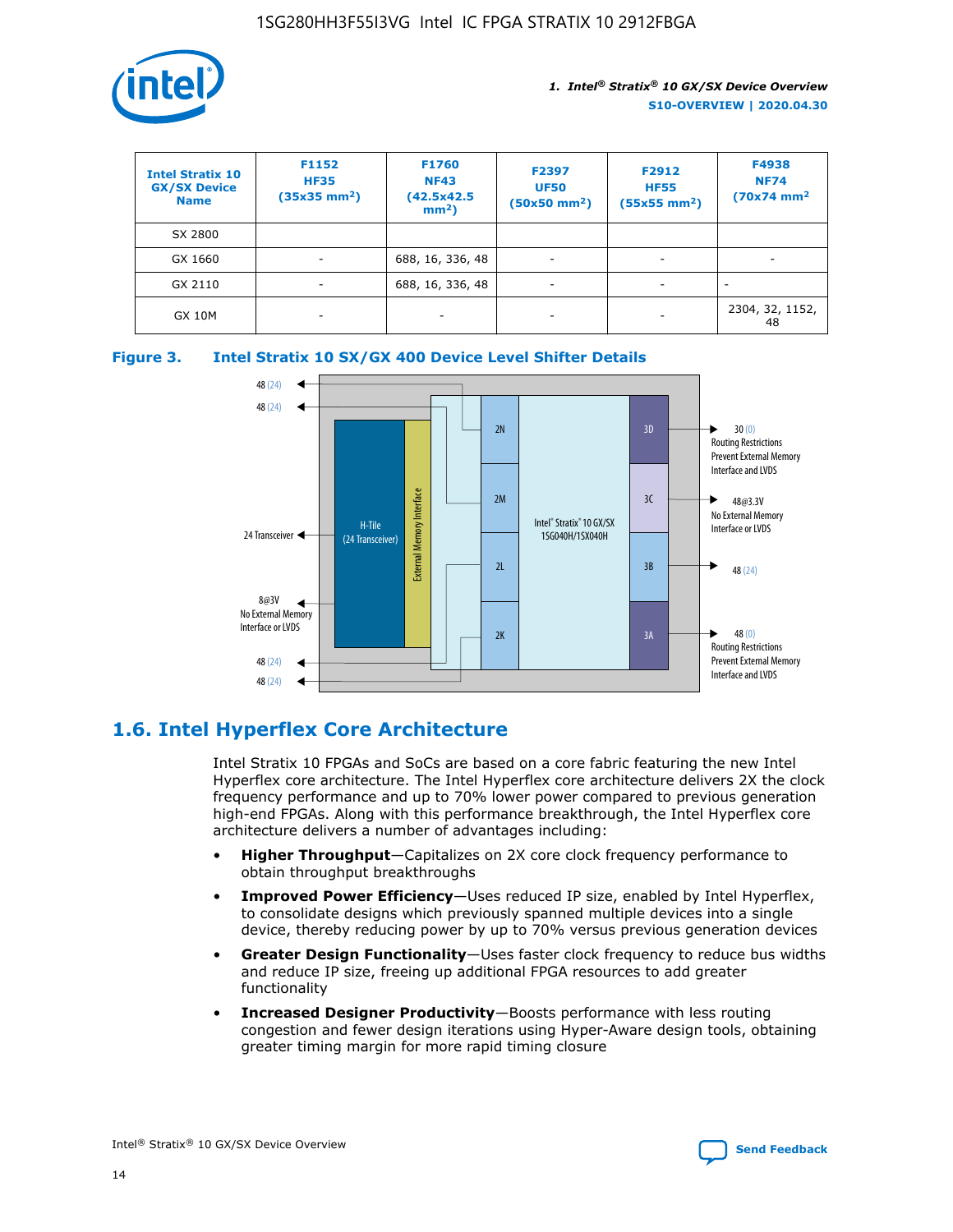| Intel Stratix 10 GX/SX Device Name | F1152 HF35 (35x35 mm²) | F1760 NF43 (42.5x42.5 mm²) | F2397 UF50 (50x50 mm²) | F2912 HF55 (55x55 mm²) | F4938 NF74 (70x74 mm² |
|---|---|---|---|---|---|
| SX 2800 | | | | | |
| GX 1660 | - | 688, 16, 336, 48 | - | - | - |
| GX 2110 | - | 688, 16, 336, 48 | - | - | - |
| GX 10M | - | - | - | - | 2304, 32, 1152, 48 |

**Figure 3. Intel Stratix 10 SX/GX 400 Device Level Shifter Details**

48 (24)
48 (24)
24 Transceiver
8@3V
No External Memory Interface or LVDS
48 (24)
48 (24)
H-Tile (24 Transceiver)
External Memory Interface
2N
2M
2L
2K
Intel® Stratix® 10 GX/SX 1SG040H/1SX040H
3D
3C
3B
3A
30 (0) Routing Restrictions Prevent External Memory Interface and LVDS
48@3.3V No External Memory Interface or LVDS
48 (24)
48 (0) Routing Restrictions Prevent External Memory Interface and LVDS

## 1.6. Intel Hyperflex Core Architecture

Intel Stratix 10 FPGAs and SoCs are based on a core fabric featuring the new Intel Hyperflex core architecture. The Intel Hyperflex core architecture delivers 2X the clock frequency performance and up to 70% lower power compared to previous generation high-end FPGAs. Along with this performance breakthrough, the Intel Hyperflex core architecture delivers a number of advantages including:

- **Higher Throughput**—Capitalizes on 2X core clock frequency performance to obtain throughput breakthroughs
- **Improved Power Efficiency**—Uses reduced IP size, enabled by Intel Hyperflex, to consolidate designs which previously spanned multiple devices into a single device, thereby reducing power by up to 70% versus previous generation devices
- **Greater Design Functionality**—Uses faster clock frequency to reduce bus widths and reduce IP size, freeing up additional FPGA resources to add greater functionality
- **Increased Designer Productivity**—Boosts performance with less routing congestion and fewer design iterations using Hyper-Aware design tools, obtaining greater timing margin for more rapid timing closure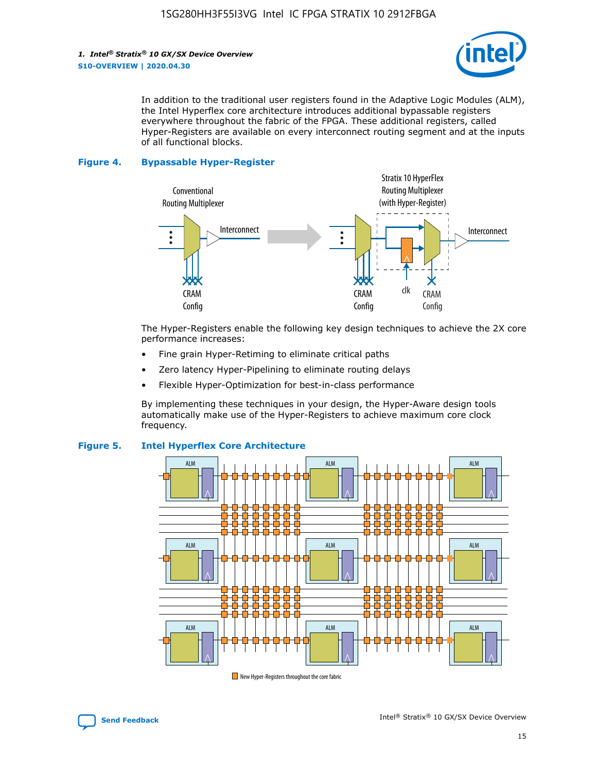In addition to the traditional user registers found in the Adaptive Logic Modules (ALM), the Intel Hyperflex core architecture introduces additional bypassable registers everywhere throughout the fabric of the FPGA. These additional registers, called Hyper-Registers are available on every interconnect routing segment and at the inputs of all functional blocks.

**Figure 4. Bypassable Hyper-Register**

Conventional Routing Multiplexer

Interconnect

CRAM Config

Stratix 10 HyperFlex Routing Multiplexer (with Hyper-Register)

Interconnect

CRAM Config

clk

CRAM Config

The Hyper-Registers enable the following key design techniques to achieve the 2X core performance increases:

- Fine grain Hyper-Retiming to eliminate critical paths
- Zero latency Hyper-Pipelining to eliminate routing delays
- Flexible Hyper-Optimization for best-in-class performance

By implementing these techniques in your design, the Hyper-Aware design tools automatically make use of the Hyper-Registers to achieve maximum core clock frequency.

**Figure 5. Intel Hyperflex Core Architecture**

ALM

New Hyper-Registers throughout the core fabric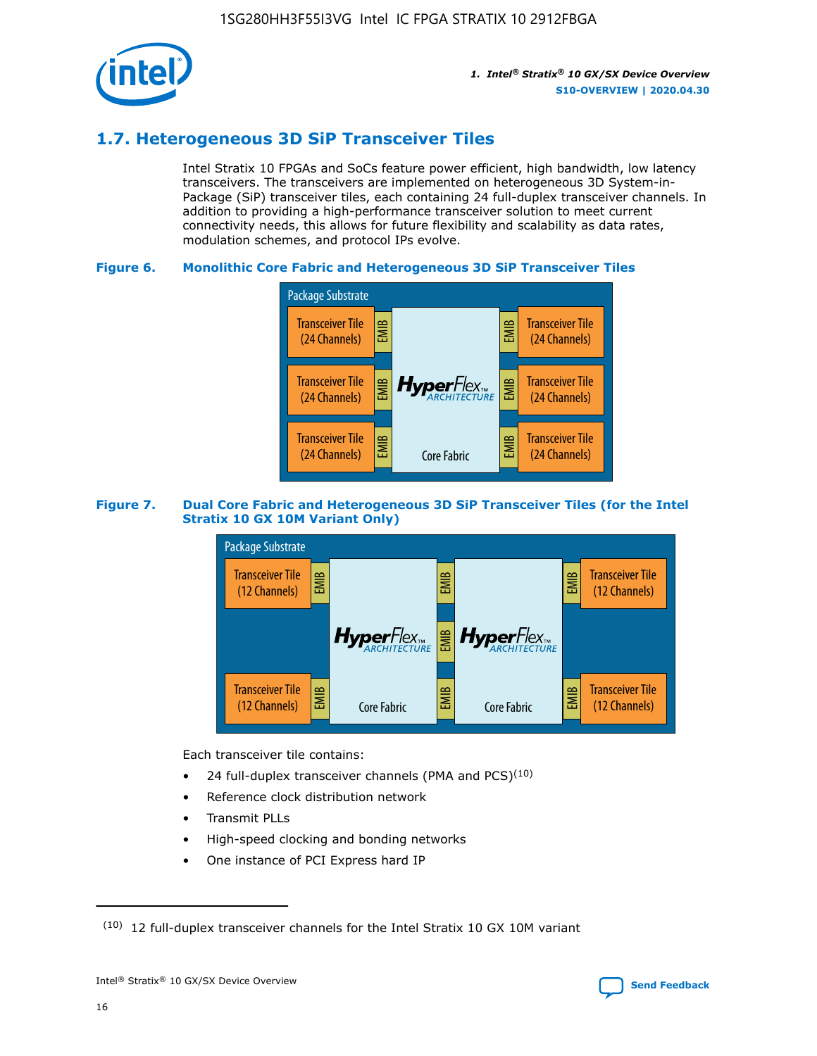## 1.7. Heterogeneous 3D SiP Transceiver Tiles

Intel Stratix 10 FPGAs and SoCs feature power efficient, high bandwidth, low latency transceivers. The transceivers are implemented on heterogeneous 3D System-in-Package (SiP) transceiver tiles, each containing 24 full-duplex transceiver channels. In addition to providing a high-performance transceiver solution to meet current connectivity needs, this allows for future flexibility and scalability as data rates, modulation schemes, and protocol IPs evolve.

**Figure 6. Monolithic Core Fabric and Heterogeneous 3D SiP Transceiver Tiles**

Package Substrate

Transceiver Tile (24 Channels)
EMIB
Transceiver Tile (24 Channels)
EMIB
Transceiver Tile (24 Channels)
EMIB
HyperFlex ARCHITECTURE
Core Fabric
EMIB
Transceiver Tile (24 Channels)
EMIB
Transceiver Tile (24 Channels)
EMIB
Transceiver Tile (24 Channels)

**Figure 7. Dual Core Fabric and Heterogeneous 3D SiP Transceiver Tiles (for the Intel Stratix 10 GX 10M Variant Only)**

Package Substrate

Transceiver Tile (12 Channels)
EMIB
Transceiver Tile (12 Channels)
EMIB
HyperFlex ARCHITECTURE
Core Fabric
EMIB
EMIB
EMIB
HyperFlex ARCHITECTURE
Core Fabric
EMIB
Transceiver Tile (12 Channels)
EMIB
Transceiver Tile (12 Channels)

Each transceiver tile contains:

- 24 full-duplex transceiver channels (PMA and PCS)[10]
- Reference clock distribution network
- Transmit PLLs
- High-speed clocking and bonding networks
- One instance of PCI Express hard IP

(10) 12 full-duplex transceiver channels for the Intel Stratix 10 GX 10M variant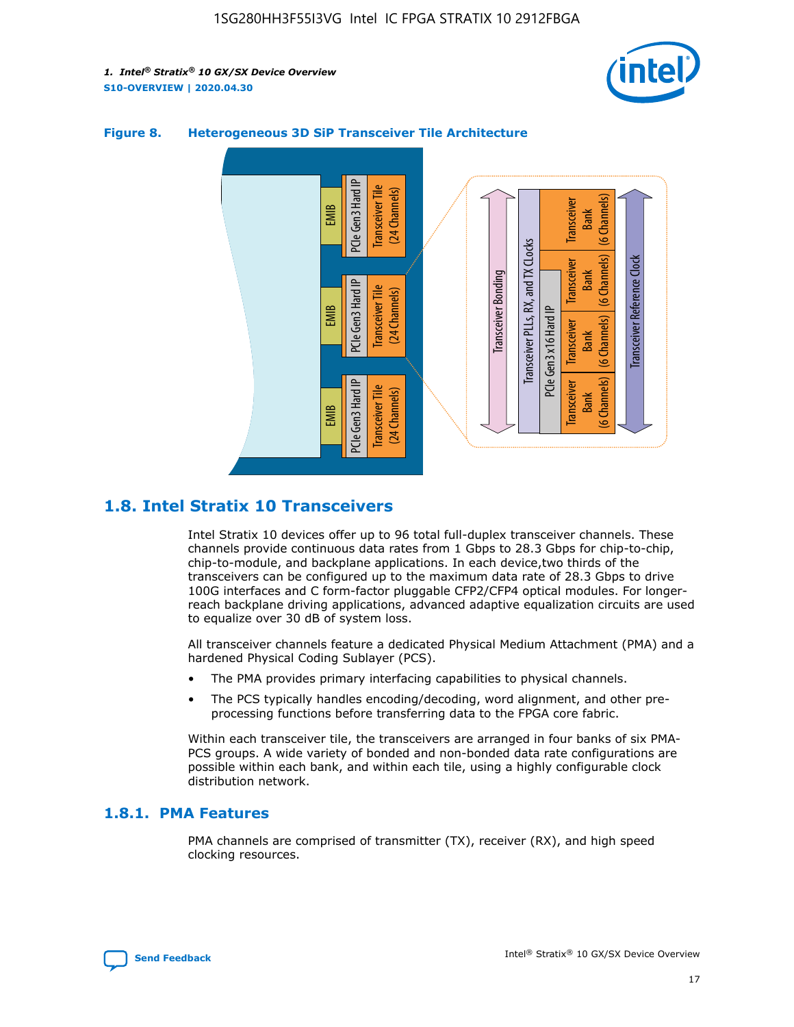**Figure 8. Heterogeneous 3D SiP Transceiver Tile Architecture**

EMIB
PCIe Gen3 Hard IP
Transceiver Tile (24 Channels)
EMIB
PCIe Gen3 Hard IP
Transceiver Tile (24 Channels)
EMIB
PCIe Gen3 Hard IP
Transceiver Tile (24 Channels)

Transceiver Bonding
Transceiver PLLs, RX, and TX Clocks
PCIe Gen3 x16 Hard IP
Transceiver Bank (6 Channels)
Transceiver Bank (6 Channels)
Transceiver Bank (6 Channels)
Transceiver Bank (6 Channels)
Transceiver Reference Clock

## 1.8. Intel Stratix 10 Transceivers

Intel Stratix 10 devices offer up to 96 total full-duplex transceiver channels. These channels provide continuous data rates from 1 Gbps to 28.3 Gbps for chip-to-chip, chip-to-module, and backplane applications. In each device,two thirds of the transceivers can be configured up to the maximum data rate of 28.3 Gbps to drive 100G interfaces and C form-factor pluggable CFP2/CFP4 optical modules. For longer-reach backplane driving applications, advanced adaptive equalization circuits are used to equalize over 30 dB of system loss.

All transceiver channels feature a dedicated Physical Medium Attachment (PMA) and a hardened Physical Coding Sublayer (PCS).

- The PMA provides primary interfacing capabilities to physical channels.
- The PCS typically handles encoding/decoding, word alignment, and other pre-processing functions before transferring data to the FPGA core fabric.

Within each transceiver tile, the transceivers are arranged in four banks of six PMA-PCS groups. A wide variety of bonded and non-bonded data rate configurations are possible within each bank, and within each tile, using a highly configurable clock distribution network.

### 1.8.1. PMA Features

PMA channels are comprised of transmitter (TX), receiver (RX), and high speed clocking resources.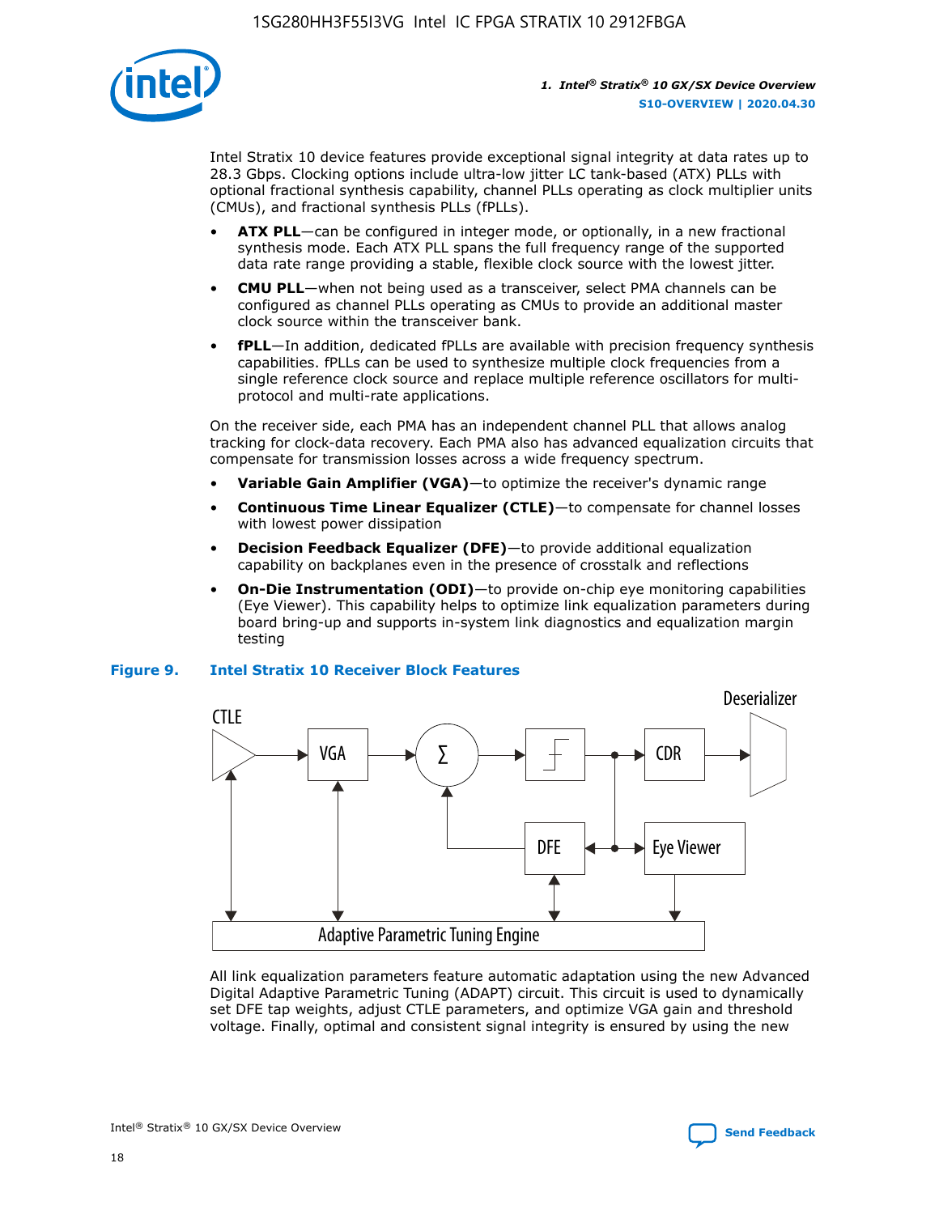Intel Stratix 10 device features provide exceptional signal integrity at data rates up to 28.3 Gbps. Clocking options include ultra-low jitter LC tank-based (ATX) PLLs with optional fractional synthesis capability, channel PLLs operating as clock multiplier units (CMUs), and fractional synthesis PLLs (fPLLs).

- **ATX PLL**—can be configured in integer mode, or optionally, in a new fractional synthesis mode. Each ATX PLL spans the full frequency range of the supported data rate range providing a stable, flexible clock source with the lowest jitter.
- **CMU PLL**—when not being used as a transceiver, select PMA channels can be configured as channel PLLs operating as CMUs to provide an additional master clock source within the transceiver bank.
- **fPLL**—In addition, dedicated fPLLs are available with precision frequency synthesis capabilities. fPLLs can be used to synthesize multiple clock frequencies from a single reference clock source and replace multiple reference oscillators for multi-protocol and multi-rate applications.

On the receiver side, each PMA has an independent channel PLL that allows analog tracking for clock-data recovery. Each PMA also has advanced equalization circuits that compensate for transmission losses across a wide frequency spectrum.

- **Variable Gain Amplifier (VGA)**—to optimize the receiver's dynamic range
- **Continuous Time Linear Equalizer (CTLE)**—to compensate for channel losses with lowest power dissipation
- **Decision Feedback Equalizer (DFE)**—to provide additional equalization capability on backplanes even in the presence of crosstalk and reflections
- **On-Die Instrumentation (ODI)**—to provide on-chip eye monitoring capabilities (Eye Viewer). This capability helps to optimize link equalization parameters during board bring-up and supports in-system link diagnostics and equalization margin testing

**Figure 9. Intel Stratix 10 Receiver Block Features**

CTLE
VGA
Σ
CDR
Deserializer
DFE
Eye Viewer
Adaptive Parametric Tuning Engine

All link equalization parameters feature automatic adaptation using the new Advanced Digital Adaptive Parametric Tuning (ADAPT) circuit. This circuit is used to dynamically set DFE tap weights, adjust CTLE parameters, and optimize VGA gain and threshold voltage. Finally, optimal and consistent signal integrity is ensured by using the new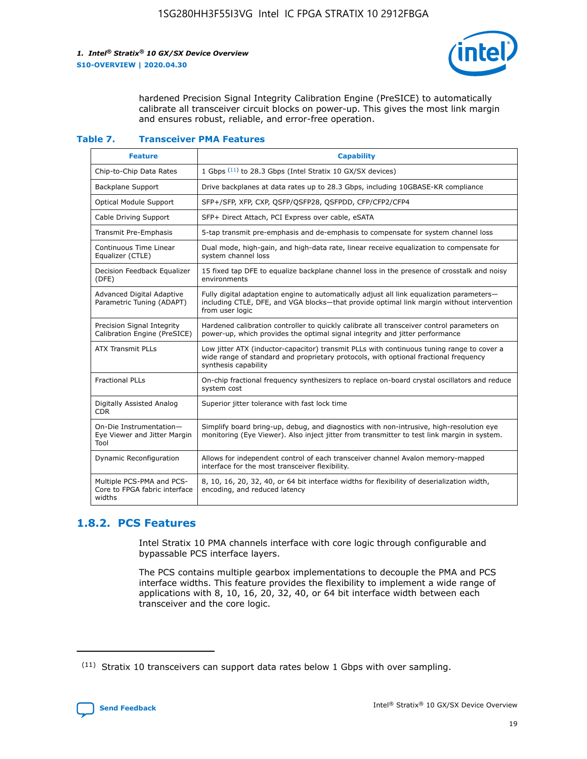hardened Precision Signal Integrity Calibration Engine (PreSICE) to automatically calibrate all transceiver circuit blocks on power-up. This gives the most link margin and ensures robust, reliable, and error-free operation.

**Table 7. Transceiver PMA Features**

| Feature | Capability |
| --- | --- |
| Chip-to-Chip Data Rates | 1 Gbps [11] to 28.3 Gbps (Intel Stratix 10 GX/SX devices) |
| Backplane Support | Drive backplanes at data rates up to 28.3 Gbps, including 10GBASE-KR compliance |
| Optical Module Support | SFP+/SFP, XFP, CXP, QSFP/QSFP28, QSFPDD, CFP/CFP2/CFP4 |
| Cable Driving Support | SFP+ Direct Attach, PCI Express over cable, eSATA |
| Transmit Pre-Emphasis | 5-tap transmit pre-emphasis and de-emphasis to compensate for system channel loss |
| Continuous Time Linear Equalizer (CTLE) | Dual mode, high-gain, and high-data rate, linear receive equalization to compensate for system channel loss |
| Decision Feedback Equalizer (DFE) | 15 fixed tap DFE to equalize backplane channel loss in the presence of crosstalk and noisy environments |
| Advanced Digital Adaptive Parametric Tuning (ADAPT) | Fully digital adaptation engine to automatically adjust all link equalization parameters—including CTLE, DFE, and VGA blocks—that provide optimal link margin without intervention from user logic |
| Precision Signal Integrity Calibration Engine (PreSICE) | Hardened calibration controller to quickly calibrate all transceiver control parameters on power-up, which provides the optimal signal integrity and jitter performance |
| ATX Transmit PLLs | Low jitter ATX (inductor-capacitor) transmit PLLs with continuous tuning range to cover a wide range of standard and proprietary protocols, with optional fractional frequency synthesis capability |
| Fractional PLLs | On-chip fractional frequency synthesizers to replace on-board crystal oscillators and reduce system cost |
| Digitally Assisted Analog CDR | Superior jitter tolerance with fast lock time |
| On-Die Instrumentation—Eye Viewer and Jitter Margin Tool | Simplify board bring-up, debug, and diagnostics with non-intrusive, high-resolution eye monitoring (Eye Viewer). Also inject jitter from transmitter to test link margin in system. |
| Dynamic Reconfiguration | Allows for independent control of each transceiver channel Avalon memory-mapped interface for the most transceiver flexibility. |
| Multiple PCS-PMA and PCS-Core to FPGA fabric interface widths | 8, 10, 16, 20, 32, 40, or 64 bit interface widths for flexibility of deserialization width, encoding, and reduced latency |

## 1.8.2. PCS Features

Intel Stratix 10 PMA channels interface with core logic through configurable and bypassable PCS interface layers.

The PCS contains multiple gearbox implementations to decouple the PMA and PCS interface widths. This feature provides the flexibility to implement a wide range of applications with 8, 10, 16, 20, 32, 40, or 64 bit interface width between each transceiver and the core logic.

[11] Stratix 10 transceivers can support data rates below 1 Gbps with over sampling.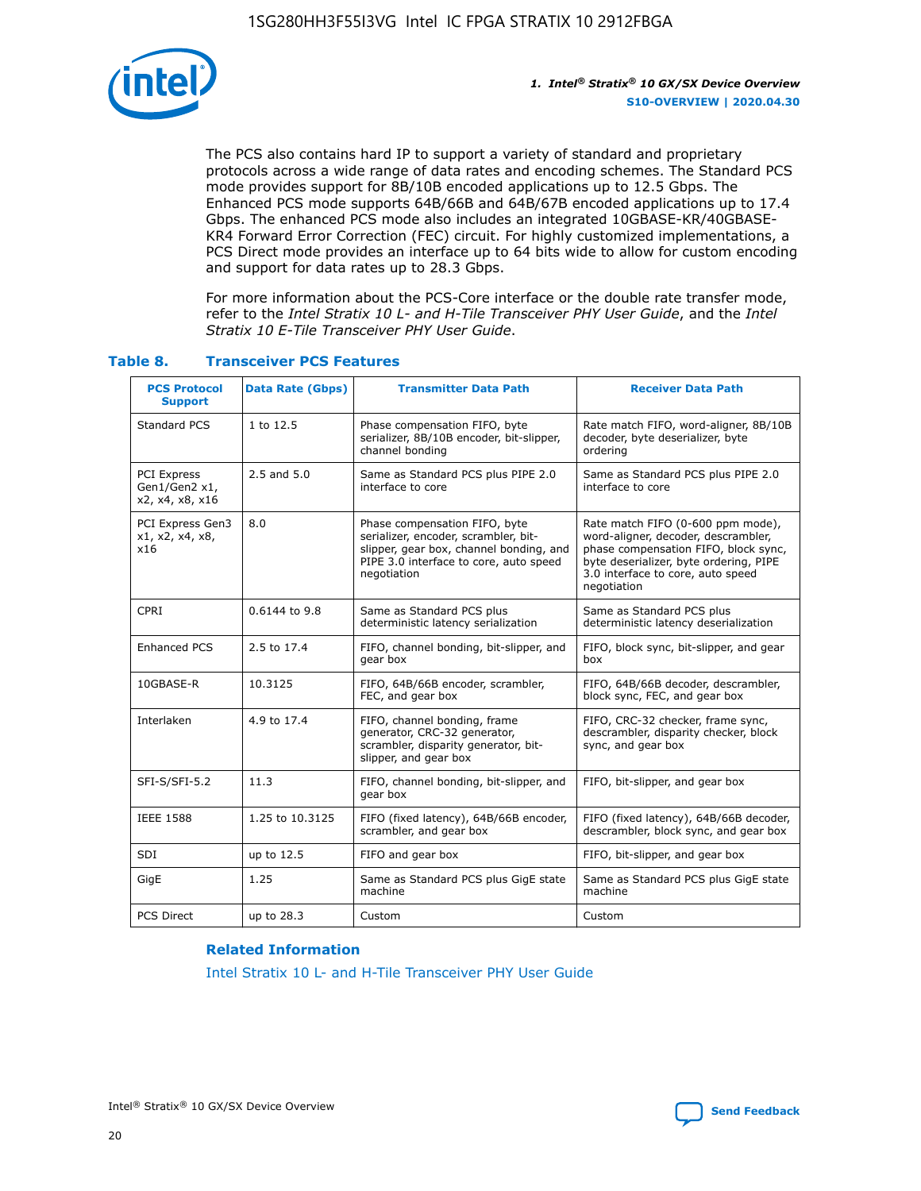The PCS also contains hard IP to support a variety of standard and proprietary protocols across a wide range of data rates and encoding schemes. The Standard PCS mode provides support for 8B/10B encoded applications up to 12.5 Gbps. The Enhanced PCS mode supports 64B/66B and 64B/67B encoded applications up to 17.4 Gbps. The enhanced PCS mode also includes an integrated 10GBASE-KR/40GBASE-KR4 Forward Error Correction (FEC) circuit. For highly customized implementations, a PCS Direct mode provides an interface up to 64 bits wide to allow for custom encoding and support for data rates up to 28.3 Gbps.

For more information about the PCS-Core interface or the double rate transfer mode, refer to the *Intel Stratix 10 L- and H-Tile Transceiver PHY User Guide*, and the *Intel Stratix 10 E-Tile Transceiver PHY User Guide*.

**Table 8. Transceiver PCS Features**

| PCS Protocol Support | Data Rate (Gbps) | Transmitter Data Path | Receiver Data Path |
|---|---|---|---|
| Standard PCS | 1 to 12.5 | Phase compensation FIFO, byte serializer, 8B/10B encoder, bit-slipper, channel bonding | Rate match FIFO, word-aligner, 8B/10B decoder, byte deserializer, byte ordering |
| PCI Express Gen1/Gen2 x1, x2, x4, x8, x16 | 2.5 and 5.0 | Same as Standard PCS plus PIPE 2.0 interface to core | Same as Standard PCS plus PIPE 2.0 interface to core |
| PCI Express Gen3 x1, x2, x4, x8, x16 | 8.0 | Phase compensation FIFO, byte serializer, encoder, scrambler, bit-slipper, gear box, channel bonding, and PIPE 3.0 interface to core, auto speed negotiation | Rate match FIFO (0-600 ppm mode), word-aligner, decoder, descrambler, phase compensation FIFO, block sync, byte deserializer, byte ordering, PIPE 3.0 interface to core, auto speed negotiation |
| CPRI | 0.6144 to 9.8 | Same as Standard PCS plus deterministic latency serialization | Same as Standard PCS plus deterministic latency deserialization |
| Enhanced PCS | 2.5 to 17.4 | FIFO, channel bonding, bit-slipper, and gear box | FIFO, block sync, bit-slipper, and gear box |
| 10GBASE-R | 10.3125 | FIFO, 64B/66B encoder, scrambler, FEC, and gear box | FIFO, 64B/66B decoder, descrambler, block sync, FEC, and gear box |
| Interlaken | 4.9 to 17.4 | FIFO, channel bonding, frame generator, CRC-32 generator, scrambler, disparity generator, bit-slipper, and gear box | FIFO, CRC-32 checker, frame sync, descrambler, disparity checker, block sync, and gear box |
| SFI-S/SFI-5.2 | 11.3 | FIFO, channel bonding, bit-slipper, and gear box | FIFO, bit-slipper, and gear box |
| IEEE 1588 | 1.25 to 10.3125 | FIFO (fixed latency), 64B/66B encoder, scrambler, and gear box | FIFO (fixed latency), 64B/66B decoder, descrambler, block sync, and gear box |
| SDI | up to 12.5 | FIFO and gear box | FIFO, bit-slipper, and gear box |
| GigE | 1.25 | Same as Standard PCS plus GigE state machine | Same as Standard PCS plus GigE state machine |
| PCS Direct | up to 28.3 | Custom | Custom |

### Related Information

Intel Stratix 10 L- and H-Tile Transceiver PHY User Guide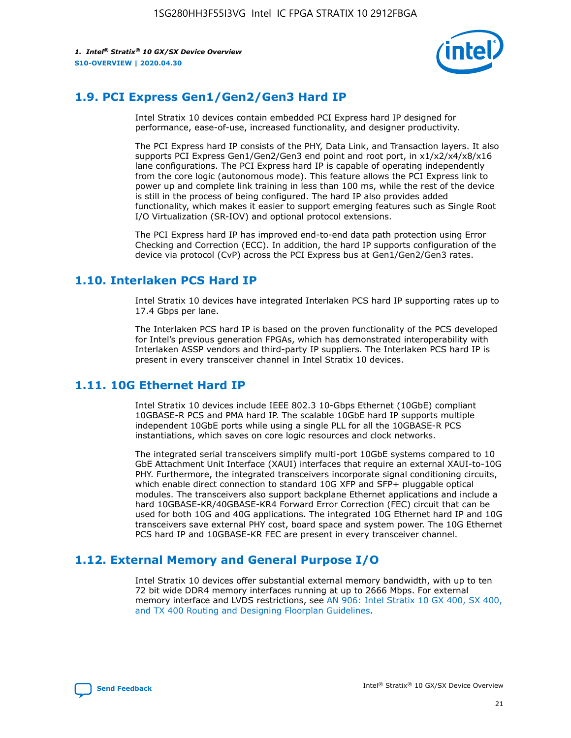## 1.9. PCI Express Gen1/Gen2/Gen3 Hard IP

Intel Stratix 10 devices contain embedded PCI Express hard IP designed for performance, ease-of-use, increased functionality, and designer productivity.

The PCI Express hard IP consists of the PHY, Data Link, and Transaction layers. It also supports PCI Express Gen1/Gen2/Gen3 end point and root port, in x1/x2/x4/x8/x16 lane configurations. The PCI Express hard IP is capable of operating independently from the core logic (autonomous mode). This feature allows the PCI Express link to power up and complete link training in less than 100 ms, while the rest of the device is still in the process of being configured. The hard IP also provides added functionality, which makes it easier to support emerging features such as Single Root I/O Virtualization (SR-IOV) and optional protocol extensions.

The PCI Express hard IP has improved end-to-end data path protection using Error Checking and Correction (ECC). In addition, the hard IP supports configuration of the device via protocol (CvP) across the PCI Express bus at Gen1/Gen2/Gen3 rates.

## 1.10. Interlaken PCS Hard IP

Intel Stratix 10 devices have integrated Interlaken PCS hard IP supporting rates up to 17.4 Gbps per lane.

The Interlaken PCS hard IP is based on the proven functionality of the PCS developed for Intel's previous generation FPGAs, which has demonstrated interoperability with Interlaken ASSP vendors and third-party IP suppliers. The Interlaken PCS hard IP is present in every transceiver channel in Intel Stratix 10 devices.

## 1.11. 10G Ethernet Hard IP

Intel Stratix 10 devices include IEEE 802.3 10-Gbps Ethernet (10GbE) compliant 10GBASE-R PCS and PMA hard IP. The scalable 10GbE hard IP supports multiple independent 10GbE ports while using a single PLL for all the 10GBASE-R PCS instantiations, which saves on core logic resources and clock networks.

The integrated serial transceivers simplify multi-port 10GbE systems compared to 10 GbE Attachment Unit Interface (XAUI) interfaces that require an external XAUI-to-10G PHY. Furthermore, the integrated transceivers incorporate signal conditioning circuits, which enable direct connection to standard 10G XFP and SFP+ pluggable optical modules. The transceivers also support backplane Ethernet applications and include a hard 10GBASE-KR/40GBASE-KR4 Forward Error Correction (FEC) circuit that can be used for both 10G and 40G applications. The integrated 10G Ethernet hard IP and 10G transceivers save external PHY cost, board space and system power. The 10G Ethernet PCS hard IP and 10GBASE-KR FEC are present in every transceiver channel.

## 1.12. External Memory and General Purpose I/O

Intel Stratix 10 devices offer substantial external memory bandwidth, with up to ten 72 bit wide DDR4 memory interfaces running at up to 2666 Mbps. For external memory interface and LVDS restrictions, see AN 906: Intel Stratix 10 GX 400, SX 400, and TX 400 Routing and Designing Floorplan Guidelines.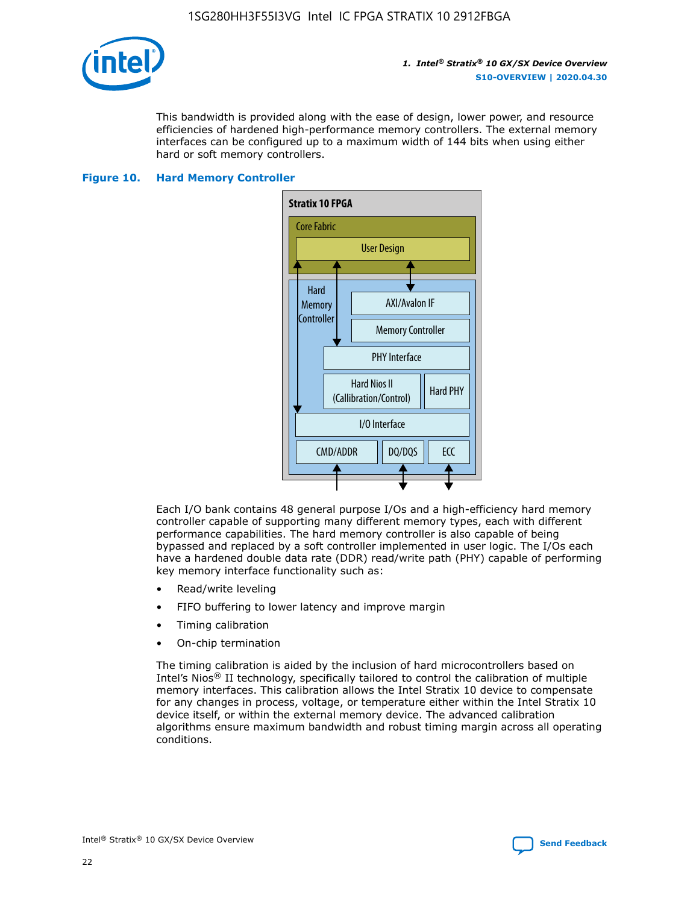This bandwidth is provided along with the ease of design, lower power, and resource efficiencies of hardened high-performance memory controllers. The external memory interfaces can be configured up to a maximum width of 144 bits when using either hard or soft memory controllers.

**Figure 10. Hard Memory Controller**

Stratix 10 FPGA

Core Fabric

User Design

Hard Memory Controller

AXI/Avalon IF

Memory Controller

PHY Interface

Hard Nios II (Callibration/Control)

Hard PHY

I/O Interface

CMD/ADDR

DQ/DQS

ECC

Each I/O bank contains 48 general purpose I/Os and a high-efficiency hard memory controller capable of supporting many different memory types, each with different performance capabilities. The hard memory controller is also capable of being bypassed and replaced by a soft controller implemented in user logic. The I/Os each have a hardened double data rate (DDR) read/write path (PHY) capable of performing key memory interface functionality such as:

- Read/write leveling
- FIFO buffering to lower latency and improve margin
- Timing calibration
- On-chip termination

The timing calibration is aided by the inclusion of hard microcontrollers based on Intel's Nios® II technology, specifically tailored to control the calibration of multiple memory interfaces. This calibration allows the Intel Stratix 10 device to compensate for any changes in process, voltage, or temperature either within the Intel Stratix 10 device itself, or within the external memory device. The advanced calibration algorithms ensure maximum bandwidth and robust timing margin across all operating conditions.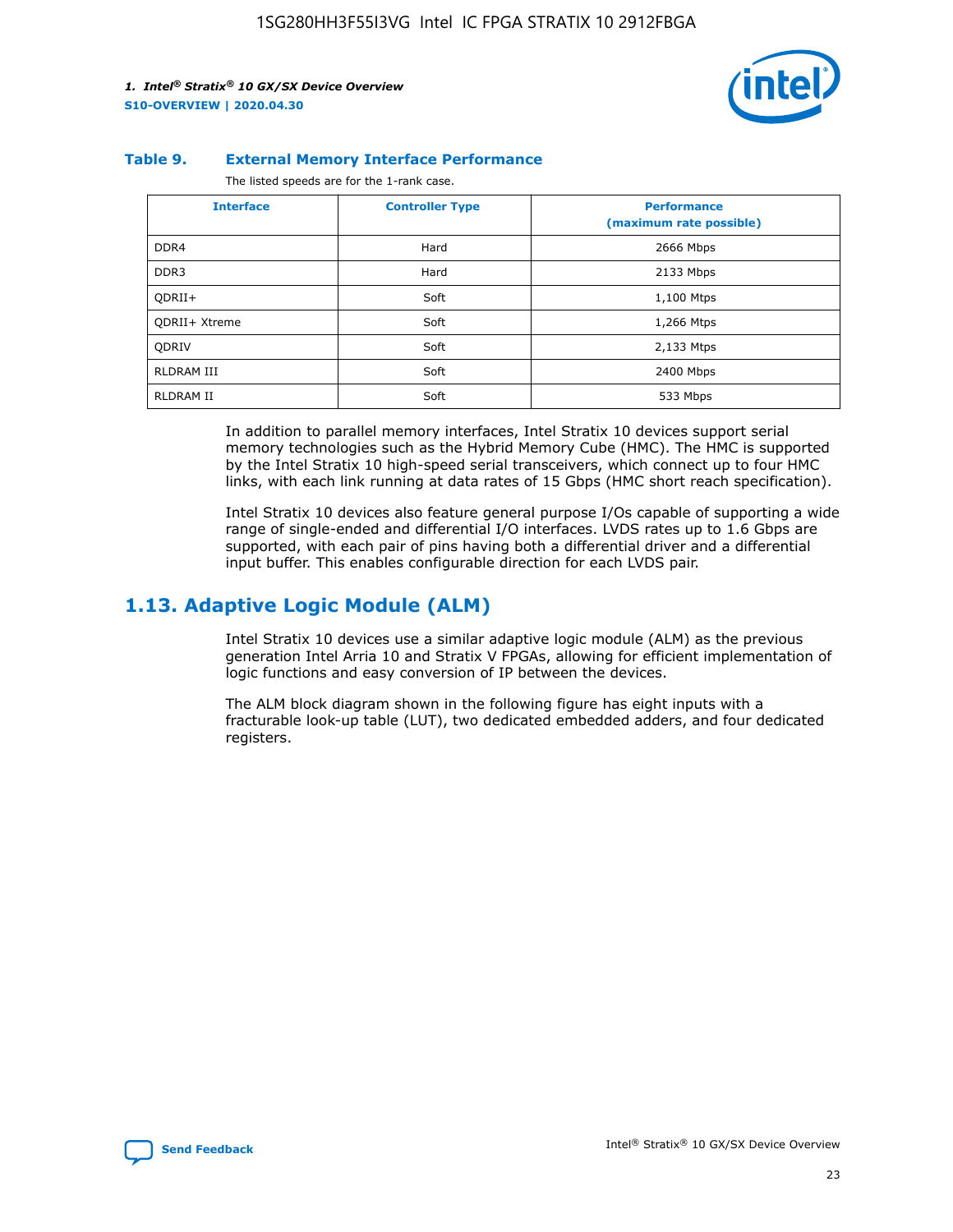**Table 9. External Memory Interface Performance**

The listed speeds are for the 1-rank case.

| Interface | Controller Type | Performance (maximum rate possible) |
|---|---|---|
| DDR4 | Hard | 2666 Mbps |
| DDR3 | Hard | 2133 Mbps |
| QDRII+ | Soft | 1,100 Mtps |
| QDRII+ Xtreme | Soft | 1,266 Mtps |
| QDRIV | Soft | 2,133 Mtps |
| RLDRAM III | Soft | 2400 Mbps |
| RLDRAM II | Soft | 533 Mbps |

In addition to parallel memory interfaces, Intel Stratix 10 devices support serial memory technologies such as the Hybrid Memory Cube (HMC). The HMC is supported by the Intel Stratix 10 high-speed serial transceivers, which connect up to four HMC links, with each link running at data rates of 15 Gbps (HMC short reach specification).

Intel Stratix 10 devices also feature general purpose I/Os capable of supporting a wide range of single-ended and differential I/O interfaces. LVDS rates up to 1.6 Gbps are supported, with each pair of pins having both a differential driver and a differential input buffer. This enables configurable direction for each LVDS pair.

## 1.13. Adaptive Logic Module (ALM)

Intel Stratix 10 devices use a similar adaptive logic module (ALM) as the previous generation Intel Arria 10 and Stratix V FPGAs, allowing for efficient implementation of logic functions and easy conversion of IP between the devices.

The ALM block diagram shown in the following figure has eight inputs with a fracturable look-up table (LUT), two dedicated embedded adders, and four dedicated registers.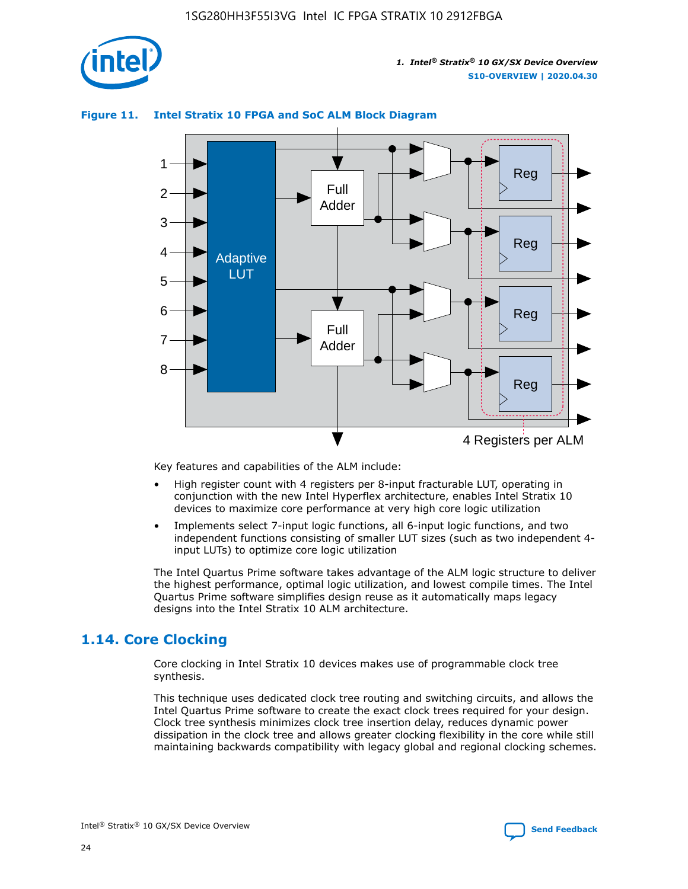**Figure 11. Intel Stratix 10 FPGA and SoC ALM Block Diagram**

1
2
3
4
5
6
7
8
Adaptive LUT
Full Adder
Full Adder
Reg
Reg
Reg
Reg
4 Registers per ALM

Key features and capabilities of the ALM include:

- High register count with 4 registers per 8-input fracturable LUT, operating in conjunction with the new Intel Hyperflex architecture, enables Intel Stratix 10 devices to maximize core performance at very high core logic utilization
- Implements select 7-input logic functions, all 6-input logic functions, and two independent functions consisting of smaller LUT sizes (such as two independent 4-input LUTs) to optimize core logic utilization

The Intel Quartus Prime software takes advantage of the ALM logic structure to deliver the highest performance, optimal logic utilization, and lowest compile times. The Intel Quartus Prime software simplifies design reuse as it automatically maps legacy designs into the Intel Stratix 10 ALM architecture.

## 1.14. Core Clocking

Core clocking in Intel Stratix 10 devices makes use of programmable clock tree synthesis.

This technique uses dedicated clock tree routing and switching circuits, and allows the Intel Quartus Prime software to create the exact clock trees required for your design. Clock tree synthesis minimizes clock tree insertion delay, reduces dynamic power dissipation in the clock tree and allows greater clocking flexibility in the core while still maintaining backwards compatibility with legacy global and regional clocking schemes.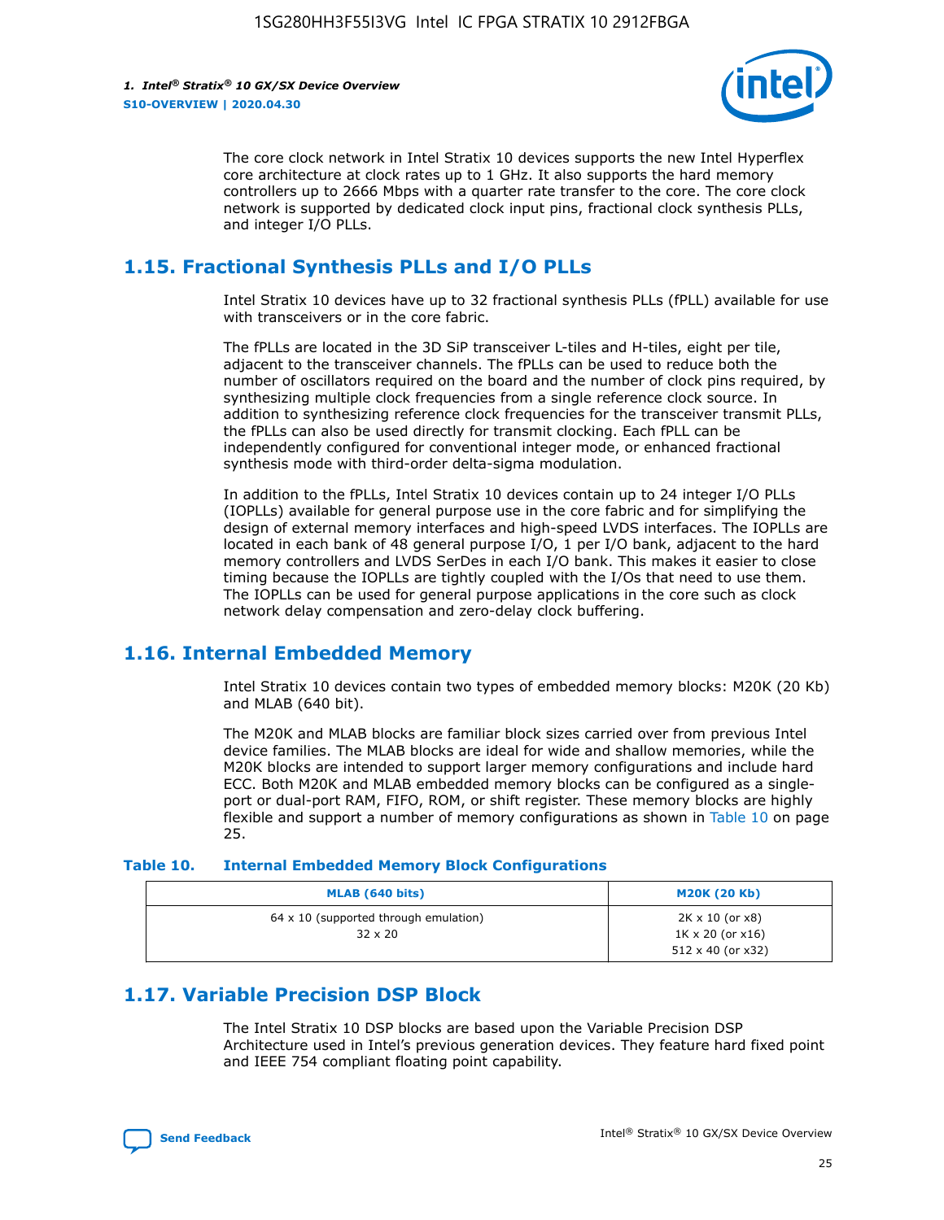The core clock network in Intel Stratix 10 devices supports the new Intel Hyperflex core architecture at clock rates up to 1 GHz. It also supports the hard memory controllers up to 2666 Mbps with a quarter rate transfer to the core. The core clock network is supported by dedicated clock input pins, fractional clock synthesis PLLs, and integer I/O PLLs.

## 1.15. Fractional Synthesis PLLs and I/O PLLs

Intel Stratix 10 devices have up to 32 fractional synthesis PLLs (fPLL) available for use with transceivers or in the core fabric.

The fPLLs are located in the 3D SiP transceiver L-tiles and H-tiles, eight per tile, adjacent to the transceiver channels. The fPLLs can be used to reduce both the number of oscillators required on the board and the number of clock pins required, by synthesizing multiple clock frequencies from a single reference clock source. In addition to synthesizing reference clock frequencies for the transceiver transmit PLLs, the fPLLs can also be used directly for transmit clocking. Each fPLL can be independently configured for conventional integer mode, or enhanced fractional synthesis mode with third-order delta-sigma modulation.

In addition to the fPLLs, Intel Stratix 10 devices contain up to 24 integer I/O PLLs (IOPLLs) available for general purpose use in the core fabric and for simplifying the design of external memory interfaces and high-speed LVDS interfaces. The IOPLLs are located in each bank of 48 general purpose I/O, 1 per I/O bank, adjacent to the hard memory controllers and LVDS SerDes in each I/O bank. This makes it easier to close timing because the IOPLLs are tightly coupled with the I/Os that need to use them. The IOPLLs can be used for general purpose applications in the core such as clock network delay compensation and zero-delay clock buffering.

## 1.16. Internal Embedded Memory

Intel Stratix 10 devices contain two types of embedded memory blocks: M20K (20 Kb) and MLAB (640 bit).

The M20K and MLAB blocks are familiar block sizes carried over from previous Intel device families. The MLAB blocks are ideal for wide and shallow memories, while the M20K blocks are intended to support larger memory configurations and include hard ECC. Both M20K and MLAB embedded memory blocks can be configured as a single-port or dual-port RAM, FIFO, ROM, or shift register. These memory blocks are highly flexible and support a number of memory configurations as shown in Table 10 on page 25.

**Table 10. Internal Embedded Memory Block Configurations**

| MLAB (640 bits) | M20K (20 Kb) |
| --- | --- |
| 64 x 10 (supported through emulation)<br>32 x 20 | 2K x 10 (or x8)<br>1K x 20 (or x16)<br>512 x 40 (or x32) |

## 1.17. Variable Precision DSP Block

The Intel Stratix 10 DSP blocks are based upon the Variable Precision DSP Architecture used in Intel's previous generation devices. They feature hard fixed point and IEEE 754 compliant floating point capability.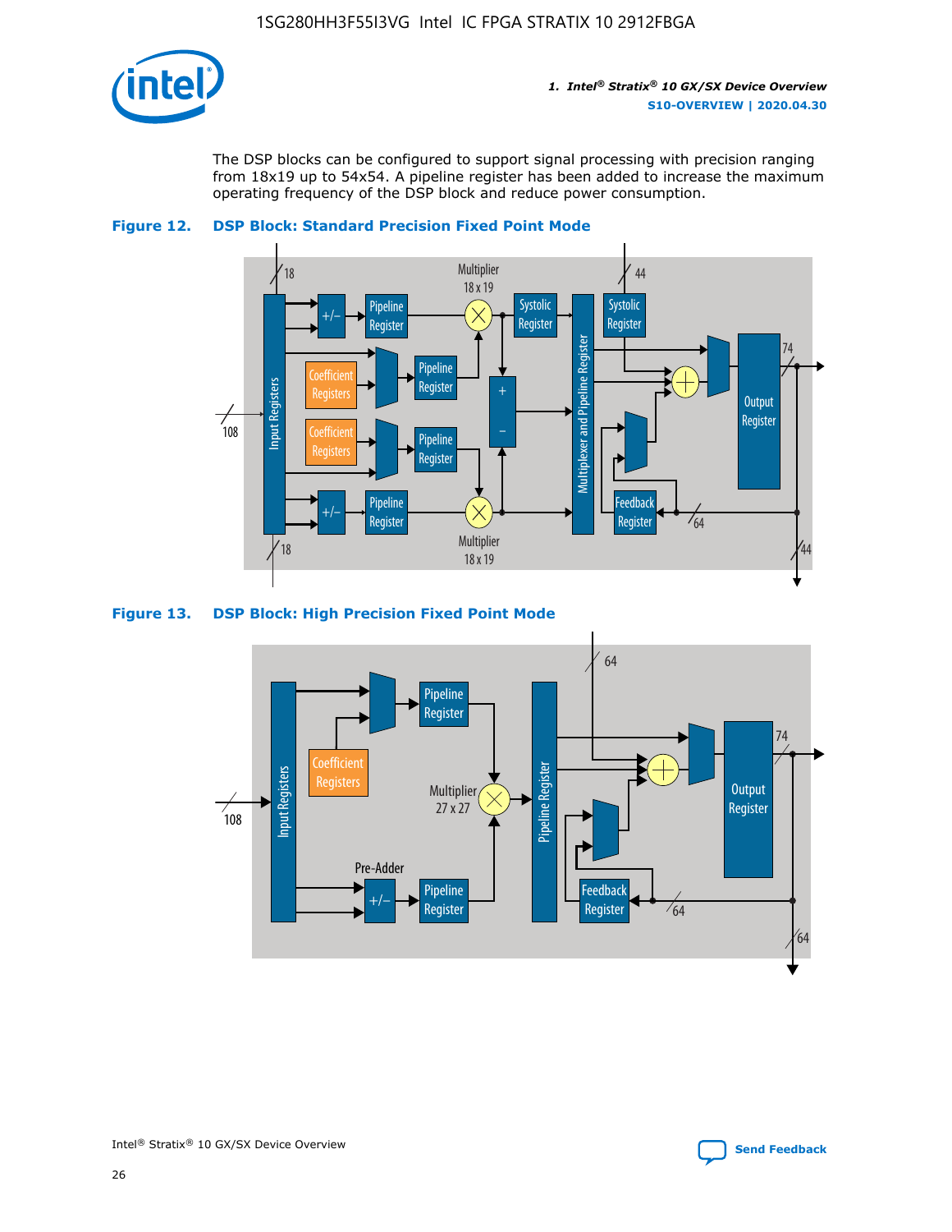The DSP blocks can be configured to support signal processing with precision ranging from 18x19 up to 54x54. A pipeline register has been added to increase the maximum operating frequency of the DSP block and reduce power consumption.

**Figure 12. DSP Block: Standard Precision Fixed Point Mode**

18
Multiplier
18 x 19
44
Input Registers
+/−
Pipeline Register
Systolic Register
Systolic Register
Coefficient Registers
Pipeline Register
+
−
Multiplexer and Pipeline Register
74
Output Register
108
Coefficient Registers
Pipeline Register
+/−
Pipeline Register
Feedback Register
64
18
Multiplier
18 x 19
44

**Figure 13. DSP Block: High Precision Fixed Point Mode**

64
Pipeline Register
Coefficient Registers
Pipeline Register
74
Output Register
Input Registers
Multiplier
27 x 27
108
Pre-Adder
+/−
Pipeline Register
Feedback Register
64
64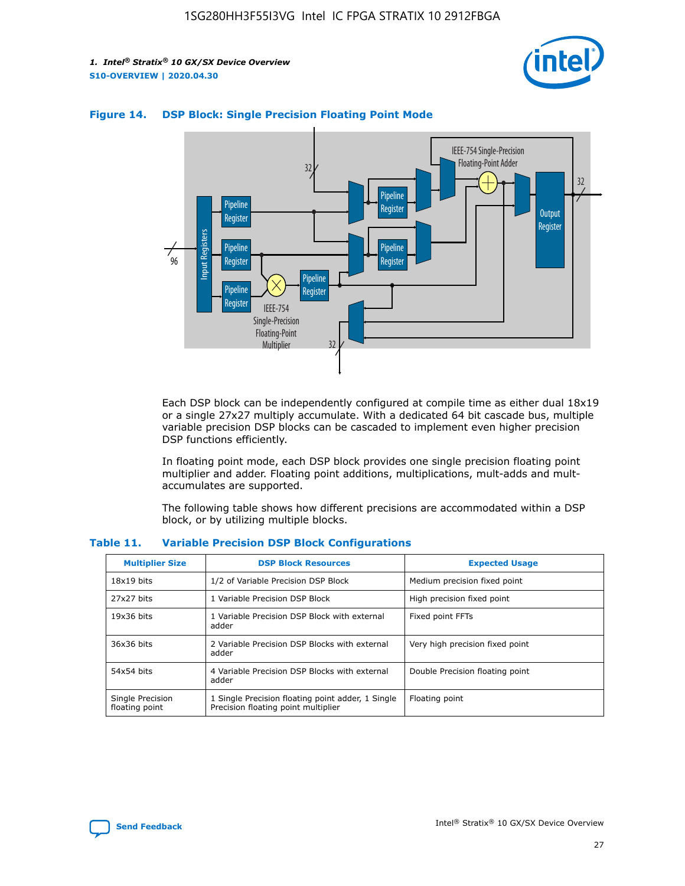**Figure 14. DSP Block: Single Precision Floating Point Mode**

IEEE-754 Single-Precision Floating-Point Adder
32
32
Pipeline Register
Pipeline Register
Pipeline Register
Pipeline Register
Input Registers
96
Pipeline Register
Pipeline Register
Pipeline Register
Output Register
IEEE-754 Single-Precision Floating-Point Multiplier
32

Each DSP block can be independently configured at compile time as either dual 18x19 or a single 27x27 multiply accumulate. With a dedicated 64 bit cascade bus, multiple variable precision DSP blocks can be cascaded to implement even higher precision DSP functions efficiently.

In floating point mode, each DSP block provides one single precision floating point multiplier and adder. Floating point additions, multiplications, mult-adds and mult-accumulates are supported.

The following table shows how different precisions are accommodated within a DSP block, or by utilizing multiple blocks.

**Table 11. Variable Precision DSP Block Configurations**

| Multiplier Size | DSP Block Resources | Expected Usage |
|---|---|---|
| 18x19 bits | 1/2 of Variable Precision DSP Block | Medium precision fixed point |
| 27x27 bits | 1 Variable Precision DSP Block | High precision fixed point |
| 19x36 bits | 1 Variable Precision DSP Block with external adder | Fixed point FFTs |
| 36x36 bits | 2 Variable Precision DSP Blocks with external adder | Very high precision fixed point |
| 54x54 bits | 4 Variable Precision DSP Blocks with external adder | Double Precision floating point |
| Single Precision floating point | 1 Single Precision floating point adder, 1 Single Precision floating point multiplier | Floating point |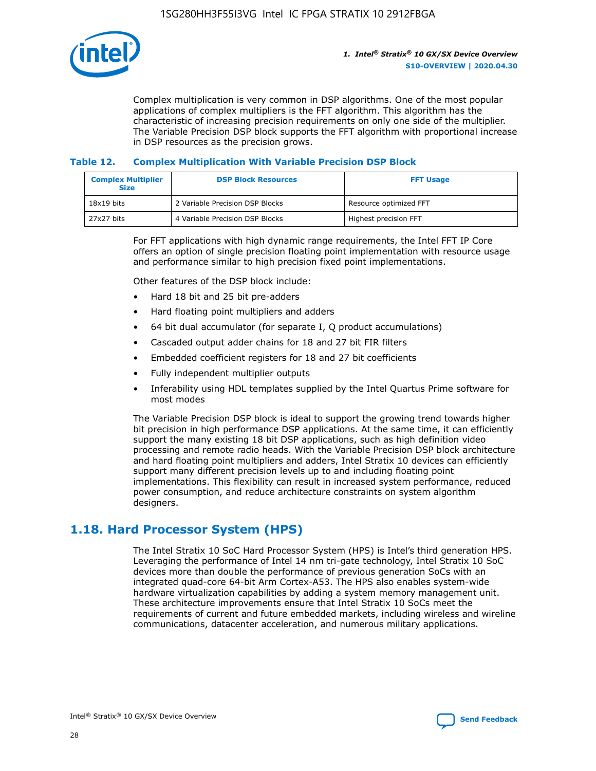Complex multiplication is very common in DSP algorithms. One of the most popular applications of complex multipliers is the FFT algorithm. This algorithm has the characteristic of increasing precision requirements on only one side of the multiplier. The Variable Precision DSP block supports the FFT algorithm with proportional increase in DSP resources as the precision grows.

### Table 12. Complex Multiplication With Variable Precision DSP Block

| Complex Multiplier Size | DSP Block Resources | FFT Usage |
|---|---|---|
| 18x19 bits | 2 Variable Precision DSP Blocks | Resource optimized FFT |
| 27x27 bits | 4 Variable Precision DSP Blocks | Highest precision FFT |

For FFT applications with high dynamic range requirements, the Intel FFT IP Core offers an option of single precision floating point implementation with resource usage and performance similar to high precision fixed point implementations.

Other features of the DSP block include:

- Hard 18 bit and 25 bit pre-adders
- Hard floating point multipliers and adders
- 64 bit dual accumulator (for separate I, Q product accumulations)
- Cascaded output adder chains for 18 and 27 bit FIR filters
- Embedded coefficient registers for 18 and 27 bit coefficients
- Fully independent multiplier outputs
- Inferability using HDL templates supplied by the Intel Quartus Prime software for most modes

The Variable Precision DSP block is ideal to support the growing trend towards higher bit precision in high performance DSP applications. At the same time, it can efficiently support the many existing 18 bit DSP applications, such as high definition video processing and remote radio heads. With the Variable Precision DSP block architecture and hard floating point multipliers and adders, Intel Stratix 10 devices can efficiently support many different precision levels up to and including floating point implementations. This flexibility can result in increased system performance, reduced power consumption, and reduce architecture constraints on system algorithm designers.

## 1.18. Hard Processor System (HPS)

The Intel Stratix 10 SoC Hard Processor System (HPS) is Intel's third generation HPS. Leveraging the performance of Intel 14 nm tri-gate technology, Intel Stratix 10 SoC devices more than double the performance of previous generation SoCs with an integrated quad-core 64-bit Arm Cortex-A53. The HPS also enables system-wide hardware virtualization capabilities by adding a system memory management unit. These architecture improvements ensure that Intel Stratix 10 SoCs meet the requirements of current and future embedded markets, including wireless and wireline communications, datacenter acceleration, and numerous military applications.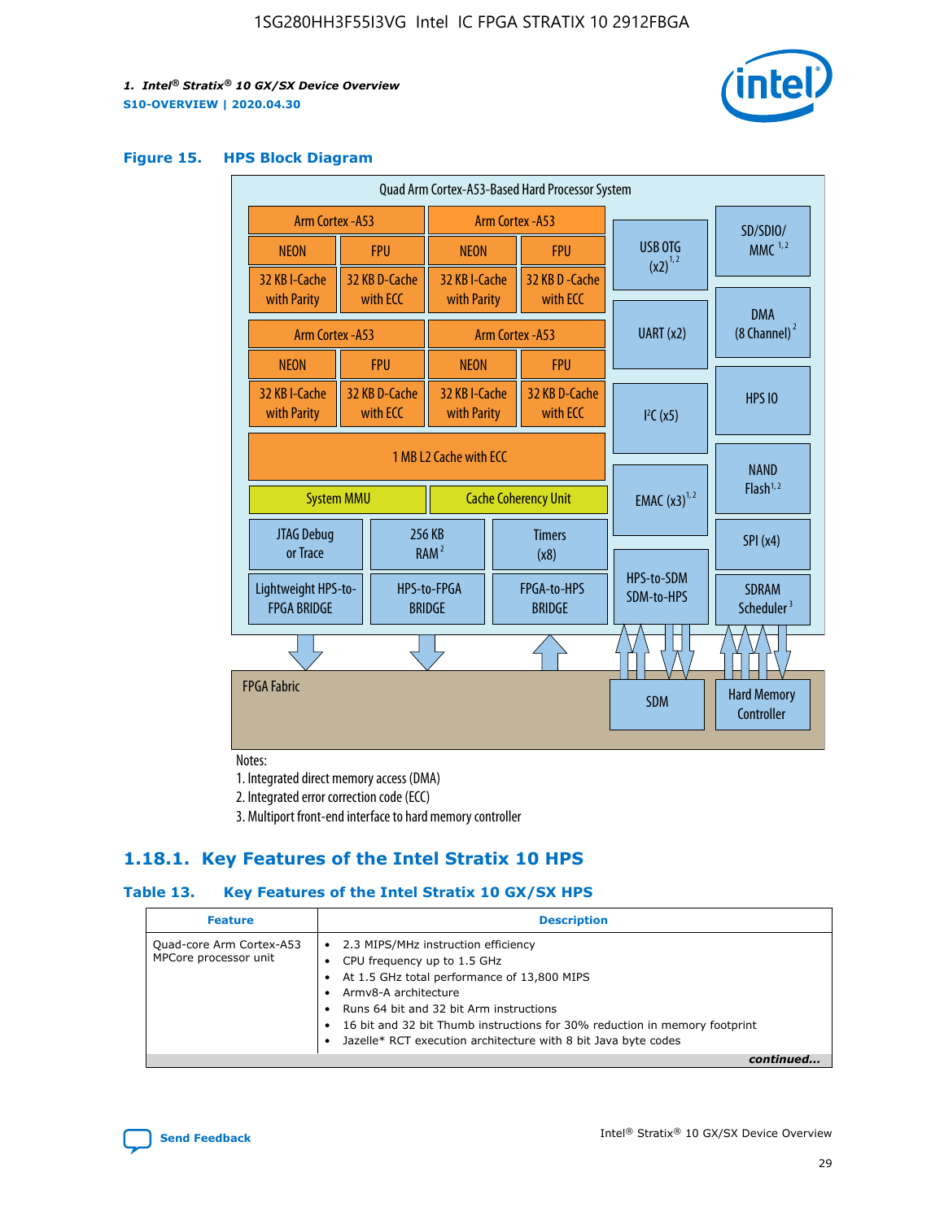**Figure 15. HPS Block Diagram**

Quad Arm Cortex-A53-Based Hard Processor System

Arm Cortex -A53
NEON
FPU
32 KB I-Cache with Parity
32 KB D-Cache with ECC

Arm Cortex -A53
NEON
FPU
32 KB I-Cache with Parity
32 KB D -Cache with ECC

Arm Cortex -A53
NEON
FPU
32 KB I-Cache with Parity
32 KB D-Cache with ECC

Arm Cortex -A53
NEON
FPU
32 KB I-Cache with Parity
32 KB D-Cache with ECC

1 MB L2 Cache with ECC

System MMU
Cache Coherency Unit

JTAG Debug or Trace
256 KB RAM 2
Timers (x8)

Lightweight HPS-to-FPGA BRIDGE
HPS-to-FPGA BRIDGE
FPGA-to-HPS BRIDGE

USB OTG (x2) 1, 2
UART (x2)
I²C (x5)
EMAC (x3) 1, 2
HPS-to-SDM SDM-to-HPS

SD/SDIO/ MMC 1, 2
DMA (8 Channel) 2
HPS IO
NAND Flash 1, 2
SPI (x4)
SDRAM Scheduler 3

FPGA Fabric
SDM
Hard Memory Controller

Notes:

1. Integrated direct memory access (DMA)
2. Integrated error correction code (ECC)
3. Multiport front-end interface to hard memory controller

## 1.18.1. Key Features of the Intel Stratix 10 HPS

**Table 13. Key Features of the Intel Stratix 10 GX/SX HPS**

| Feature | Description |
| --- | --- |
| Quad-core Arm Cortex-A53 MPCore processor unit | • 2.3 MIPS/MHz instruction efficiency<br>• CPU frequency up to 1.5 GHz<br>• At 1.5 GHz total performance of 13,800 MIPS<br>• Armv8-A architecture<br>• Runs 64 bit and 32 bit Arm instructions<br>• 16 bit and 32 bit Thumb instructions for 30% reduction in memory footprint<br>• Jazelle* RCT execution architecture with 8 bit Java byte codes |

*continued...*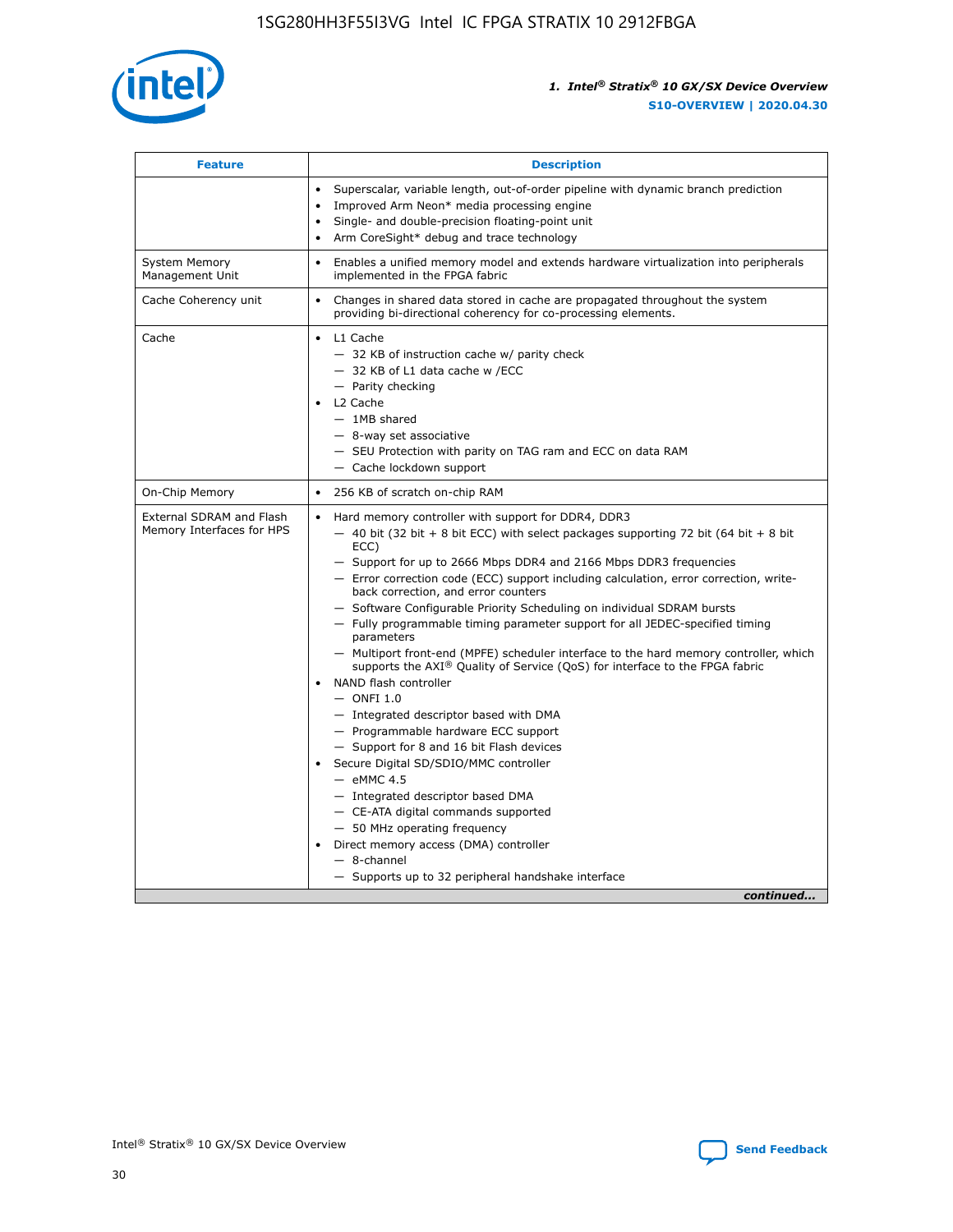| Feature | Description |
| --- | --- |
| | • Superscalar, variable length, out-of-order pipeline with dynamic branch prediction<br>• Improved Arm Neon* media processing engine<br>• Single- and double-precision floating-point unit<br>• Arm CoreSight* debug and trace technology |
| System Memory Management Unit | • Enables a unified memory model and extends hardware virtualization into peripherals implemented in the FPGA fabric |
| Cache Coherency unit | • Changes in shared data stored in cache are propagated throughout the system providing bi-directional coherency for co-processing elements. |
| Cache | • L1 Cache<br>— 32 KB of instruction cache w/ parity check<br>— 32 KB of L1 data cache w /ECC<br>— Parity checking<br>• L2 Cache<br>— 1MB shared<br>— 8-way set associative<br>— SEU Protection with parity on TAG ram and ECC on data RAM<br>— Cache lockdown support |
| On-Chip Memory | • 256 KB of scratch on-chip RAM |
| External SDRAM and Flash Memory Interfaces for HPS | • Hard memory controller with support for DDR4, DDR3<br>— 40 bit (32 bit + 8 bit ECC) with select packages supporting 72 bit (64 bit + 8 bit ECC)<br>— Support for up to 2666 Mbps DDR4 and 2166 Mbps DDR3 frequencies<br>— Error correction code (ECC) support including calculation, error correction, write-back correction, and error counters<br>— Software Configurable Priority Scheduling on individual SDRAM bursts<br>— Fully programmable timing parameter support for all JEDEC-specified timing parameters<br>— Multiport front-end (MPFE) scheduler interface to the hard memory controller, which supports the AXI® Quality of Service (QoS) for interface to the FPGA fabric<br>• NAND flash controller<br>— ONFI 1.0<br>— Integrated descriptor based with DMA<br>— Programmable hardware ECC support<br>— Support for 8 and 16 bit Flash devices<br>• Secure Digital SD/SDIO/MMC controller<br>— eMMC 4.5<br>— Integrated descriptor based DMA<br>— CE-ATA digital commands supported<br>— 50 MHz operating frequency<br>• Direct memory access (DMA) controller<br>— 8-channel<br>— Supports up to 32 peripheral handshake interface |

*continued...*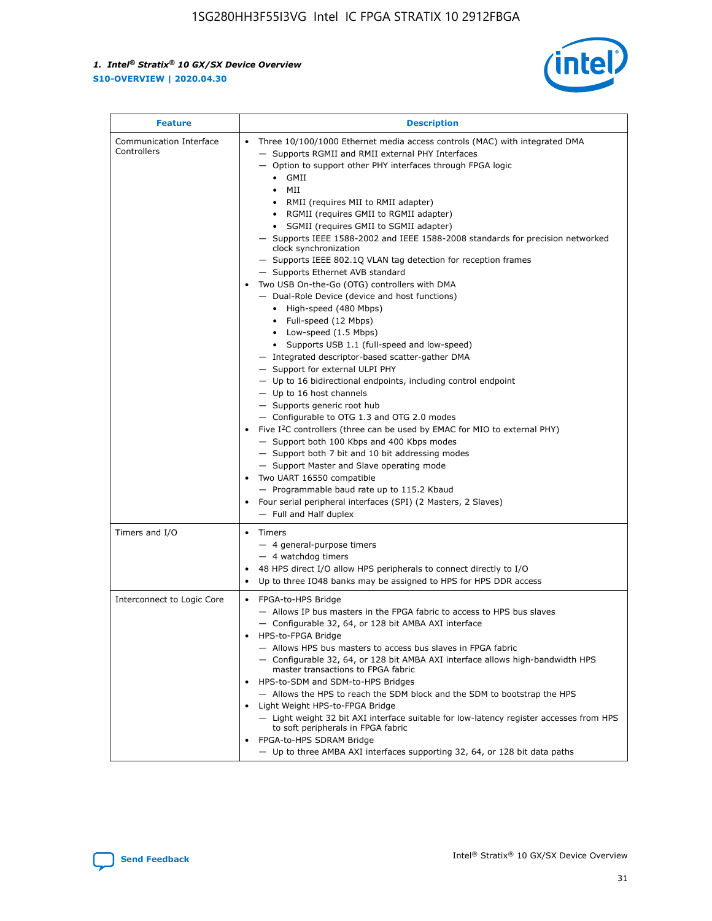| Feature | Description |
| --- | --- |
| Communication Interface Controllers | • Three 10/100/1000 Ethernet media access controls (MAC) with integrated DMA<br>— Supports RGMII and RMII external PHY Interfaces<br>— Option to support other PHY interfaces through FPGA logic<br>• GMII<br>• MII<br>• RMII (requires MII to RMII adapter)<br>• RGMII (requires GMII to RGMII adapter)<br>• SGMII (requires GMII to SGMII adapter)<br>— Supports IEEE 1588-2002 and IEEE 1588-2008 standards for precision networked clock synchronization<br>— Supports IEEE 802.1Q VLAN tag detection for reception frames<br>— Supports Ethernet AVB standard<br>• Two USB On-the-Go (OTG) controllers with DMA<br>— Dual-Role Device (device and host functions)<br>• High-speed (480 Mbps)<br>• Full-speed (12 Mbps)<br>• Low-speed (1.5 Mbps)<br>• Supports USB 1.1 (full-speed and low-speed)<br>— Integrated descriptor-based scatter-gather DMA<br>— Support for external ULPI PHY<br>— Up to 16 bidirectional endpoints, including control endpoint<br>— Up to 16 host channels<br>— Supports generic root hub<br>— Configurable to OTG 1.3 and OTG 2.0 modes<br>• Five I2C controllers (three can be used by EMAC for MIO to external PHY)<br>— Support both 100 Kbps and 400 Kbps modes<br>— Support both 7 bit and 10 bit addressing modes<br>— Support Master and Slave operating mode<br>• Two UART 16550 compatible<br>— Programmable baud rate up to 115.2 Kbaud<br>• Four serial peripheral interfaces (SPI) (2 Masters, 2 Slaves)<br>— Full and Half duplex |
| Timers and I/O | • Timers<br>— 4 general-purpose timers<br>— 4 watchdog timers<br>• 48 HPS direct I/O allow HPS peripherals to connect directly to I/O<br>• Up to three IO48 banks may be assigned to HPS for HPS DDR access |
| Interconnect to Logic Core | • FPGA-to-HPS Bridge<br>— Allows IP bus masters in the FPGA fabric to access to HPS bus slaves<br>— Configurable 32, 64, or 128 bit AMBA AXI interface<br>• HPS-to-FPGA Bridge<br>— Allows HPS bus masters to access bus slaves in FPGA fabric<br>— Configurable 32, 64, or 128 bit AMBA AXI interface allows high-bandwidth HPS master transactions to FPGA fabric<br>• HPS-to-SDM and SDM-to-HPS Bridges<br>— Allows the HPS to reach the SDM block and the SDM to bootstrap the HPS<br>• Light Weight HPS-to-FPGA Bridge<br>— Light weight 32 bit AXI interface suitable for low-latency register accesses from HPS to soft peripherals in FPGA fabric<br>• FPGA-to-HPS SDRAM Bridge<br>— Up to three AMBA AXI interfaces supporting 32, 64, or 128 bit data paths |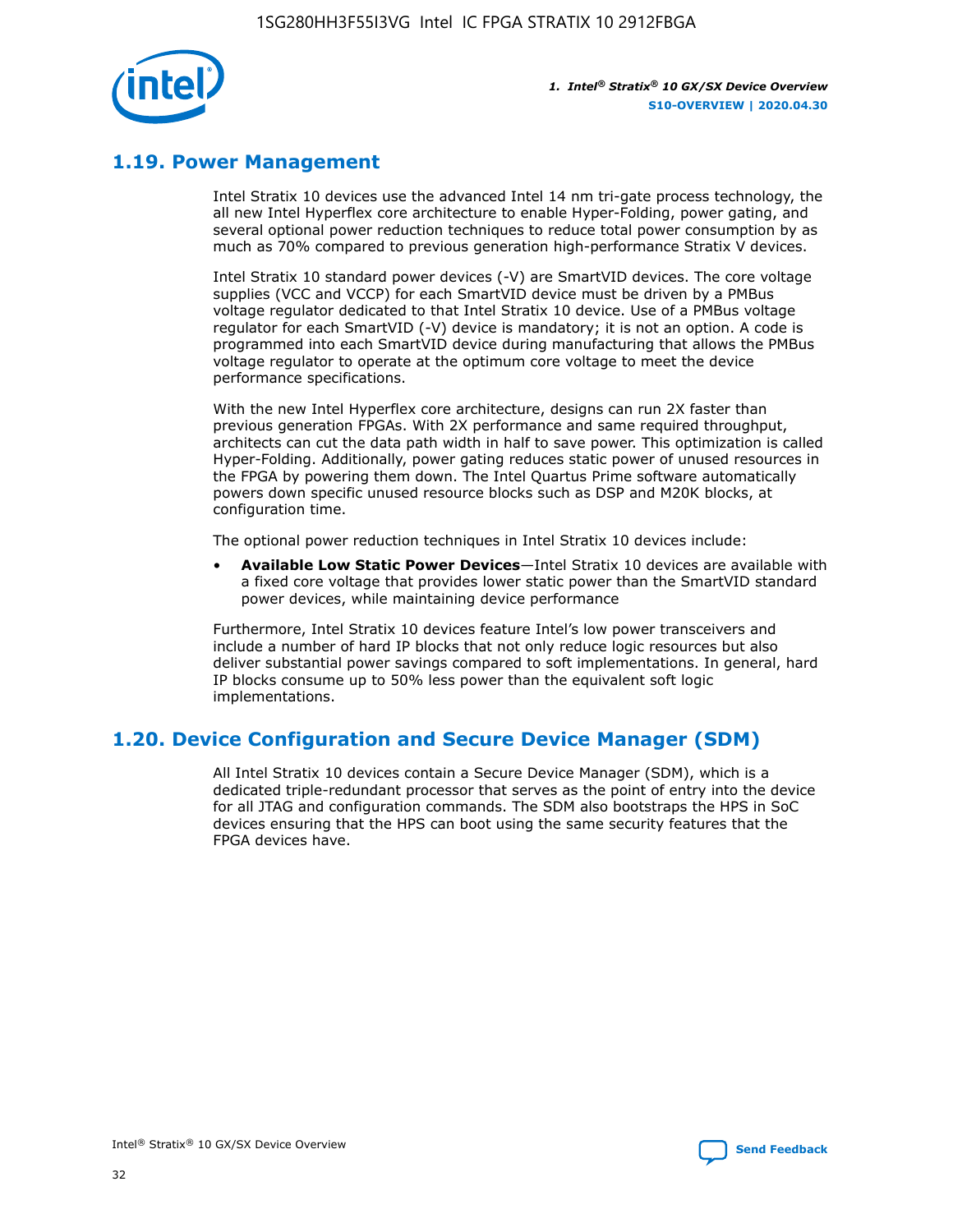## 1.19. Power Management

Intel Stratix 10 devices use the advanced Intel 14 nm tri-gate process technology, the all new Intel Hyperflex core architecture to enable Hyper-Folding, power gating, and several optional power reduction techniques to reduce total power consumption by as much as 70% compared to previous generation high-performance Stratix V devices.

Intel Stratix 10 standard power devices (-V) are SmartVID devices. The core voltage supplies (VCC and VCCP) for each SmartVID device must be driven by a PMBus voltage regulator dedicated to that Intel Stratix 10 device. Use of a PMBus voltage regulator for each SmartVID (-V) device is mandatory; it is not an option. A code is programmed into each SmartVID device during manufacturing that allows the PMBus voltage regulator to operate at the optimum core voltage to meet the device performance specifications.

With the new Intel Hyperflex core architecture, designs can run 2X faster than previous generation FPGAs. With 2X performance and same required throughput, architects can cut the data path width in half to save power. This optimization is called Hyper-Folding. Additionally, power gating reduces static power of unused resources in the FPGA by powering them down. The Intel Quartus Prime software automatically powers down specific unused resource blocks such as DSP and M20K blocks, at configuration time.

The optional power reduction techniques in Intel Stratix 10 devices include:

- **Available Low Static Power Devices**—Intel Stratix 10 devices are available with a fixed core voltage that provides lower static power than the SmartVID standard power devices, while maintaining device performance

Furthermore, Intel Stratix 10 devices feature Intel's low power transceivers and include a number of hard IP blocks that not only reduce logic resources but also deliver substantial power savings compared to soft implementations. In general, hard IP blocks consume up to 50% less power than the equivalent soft logic implementations.

## 1.20. Device Configuration and Secure Device Manager (SDM)

All Intel Stratix 10 devices contain a Secure Device Manager (SDM), which is a dedicated triple-redundant processor that serves as the point of entry into the device for all JTAG and configuration commands. The SDM also bootstraps the HPS in SoC devices ensuring that the HPS can boot using the same security features that the FPGA devices have.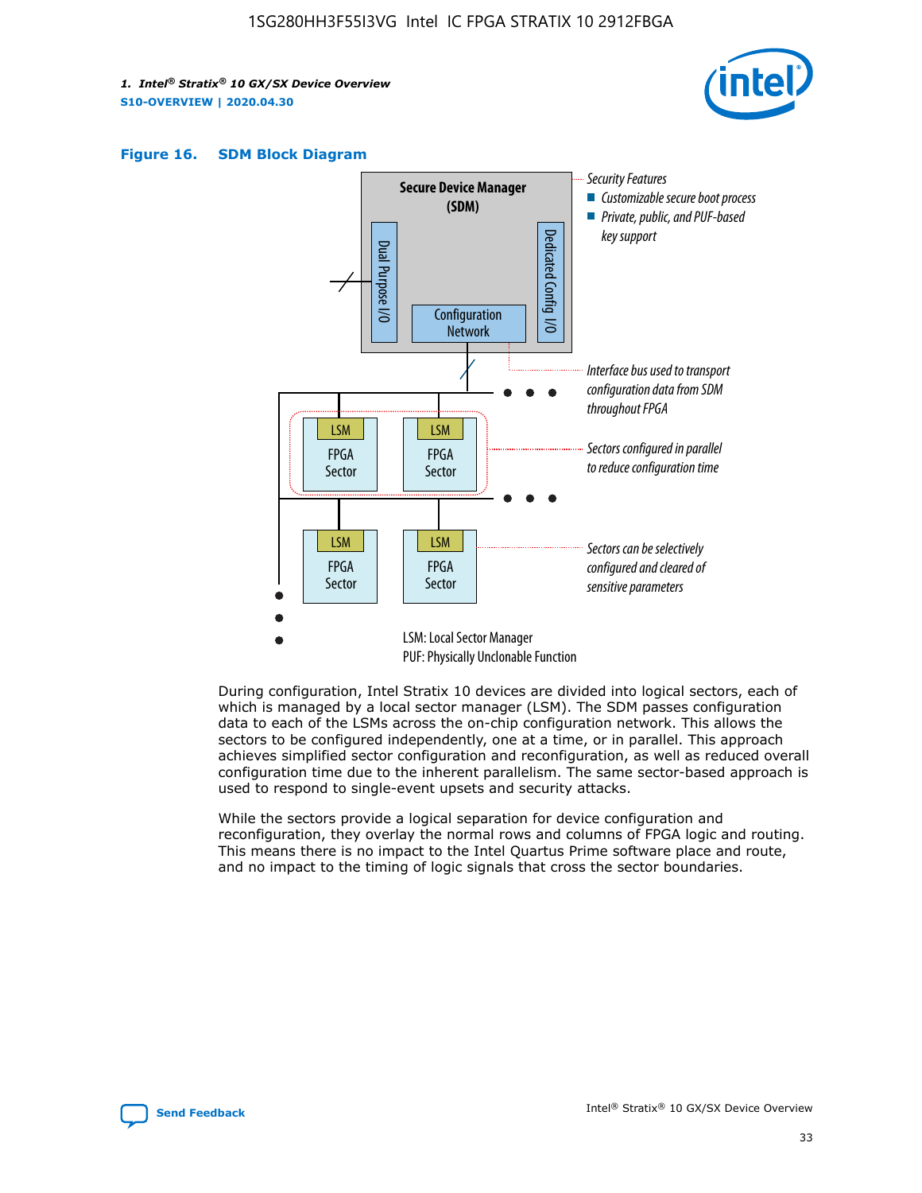**Figure 16. SDM Block Diagram**

Secure Device Manager (SDM)

Dual Purpose I/O

Configuration Network

Dedicated Config I/O

Security Features
- Customizable secure boot process
- Private, public, and PUF-based key support

Interface bus used to transport configuration data from SDM throughout FPGA

LSM
FPGA Sector

Sectors configured in parallel to reduce configuration time

Sectors can be selectively configured and cleared of sensitive parameters

LSM: Local Sector Manager
PUF: Physically Unclonable Function

During configuration, Intel Stratix 10 devices are divided into logical sectors, each of which is managed by a local sector manager (LSM). The SDM passes configuration data to each of the LSMs across the on-chip configuration network. This allows the sectors to be configured independently, one at a time, or in parallel. This approach achieves simplified sector configuration and reconfiguration, as well as reduced overall configuration time due to the inherent parallelism. The same sector-based approach is used to respond to single-event upsets and security attacks.

While the sectors provide a logical separation for device configuration and reconfiguration, they overlay the normal rows and columns of FPGA logic and routing. This means there is no impact to the Intel Quartus Prime software place and route, and no impact to the timing of logic signals that cross the sector boundaries.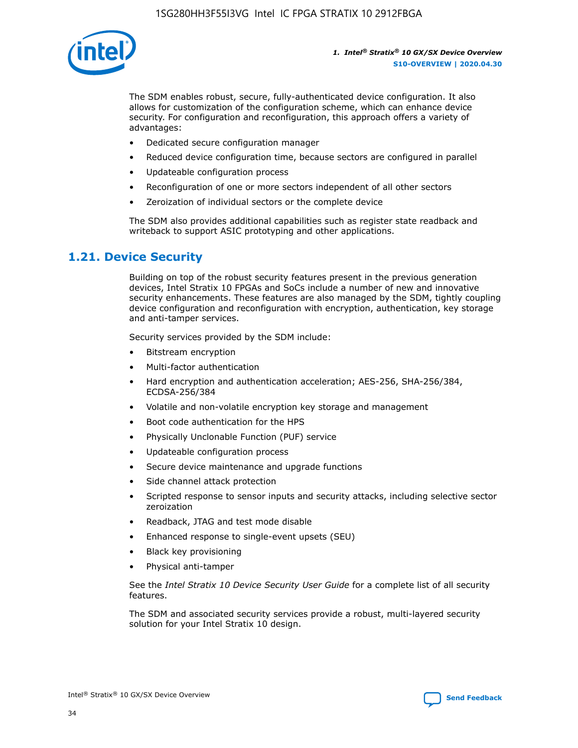The SDM enables robust, secure, fully-authenticated device configuration. It also allows for customization of the configuration scheme, which can enhance device security. For configuration and reconfiguration, this approach offers a variety of advantages:

- Dedicated secure configuration manager
- Reduced device configuration time, because sectors are configured in parallel
- Updateable configuration process
- Reconfiguration of one or more sectors independent of all other sectors
- Zeroization of individual sectors or the complete device

The SDM also provides additional capabilities such as register state readback and writeback to support ASIC prototyping and other applications.

## 1.21. Device Security

Building on top of the robust security features present in the previous generation devices, Intel Stratix 10 FPGAs and SoCs include a number of new and innovative security enhancements. These features are also managed by the SDM, tightly coupling device configuration and reconfiguration with encryption, authentication, key storage and anti-tamper services.

Security services provided by the SDM include:

- Bitstream encryption
- Multi-factor authentication
- Hard encryption and authentication acceleration; AES-256, SHA-256/384, ECDSA-256/384
- Volatile and non-volatile encryption key storage and management
- Boot code authentication for the HPS
- Physically Unclonable Function (PUF) service
- Updateable configuration process
- Secure device maintenance and upgrade functions
- Side channel attack protection
- Scripted response to sensor inputs and security attacks, including selective sector zeroization
- Readback, JTAG and test mode disable
- Enhanced response to single-event upsets (SEU)
- Black key provisioning
- Physical anti-tamper

See the *Intel Stratix 10 Device Security User Guide* for a complete list of all security features.

The SDM and associated security services provide a robust, multi-layered security solution for your Intel Stratix 10 design.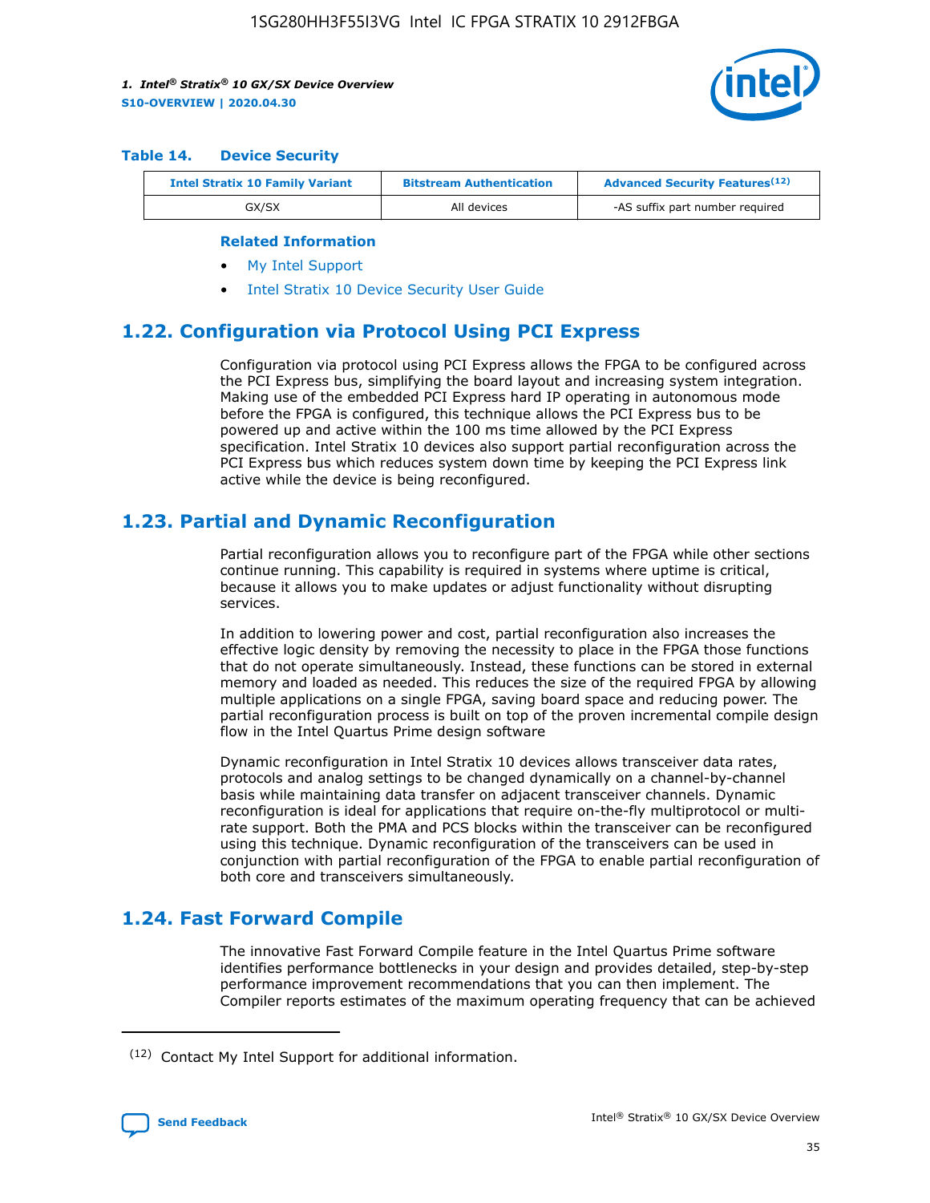**Table 14. Device Security**

| Intel Stratix 10 Family Variant | Bitstream Authentication | Advanced Security Features[12] |
|---|---|---|
| GX/SX | All devices | -AS suffix part number required |

**Related Information**

- My Intel Support
- Intel Stratix 10 Device Security User Guide

## 1.22. Configuration via Protocol Using PCI Express

Configuration via protocol using PCI Express allows the FPGA to be configured across the PCI Express bus, simplifying the board layout and increasing system integration. Making use of the embedded PCI Express hard IP operating in autonomous mode before the FPGA is configured, this technique allows the PCI Express bus to be powered up and active within the 100 ms time allowed by the PCI Express specification. Intel Stratix 10 devices also support partial reconfiguration across the PCI Express bus which reduces system down time by keeping the PCI Express link active while the device is being reconfigured.

## 1.23. Partial and Dynamic Reconfiguration

Partial reconfiguration allows you to reconfigure part of the FPGA while other sections continue running. This capability is required in systems where uptime is critical, because it allows you to make updates or adjust functionality without disrupting services.

In addition to lowering power and cost, partial reconfiguration also increases the effective logic density by removing the necessity to place in the FPGA those functions that do not operate simultaneously. Instead, these functions can be stored in external memory and loaded as needed. This reduces the size of the required FPGA by allowing multiple applications on a single FPGA, saving board space and reducing power. The partial reconfiguration process is built on top of the proven incremental compile design flow in the Intel Quartus Prime design software

Dynamic reconfiguration in Intel Stratix 10 devices allows transceiver data rates, protocols and analog settings to be changed dynamically on a channel-by-channel basis while maintaining data transfer on adjacent transceiver channels. Dynamic reconfiguration is ideal for applications that require on-the-fly multiprotocol or multi-rate support. Both the PMA and PCS blocks within the transceiver can be reconfigured using this technique. Dynamic reconfiguration of the transceivers can be used in conjunction with partial reconfiguration of the FPGA to enable partial reconfiguration of both core and transceivers simultaneously.

## 1.24. Fast Forward Compile

The innovative Fast Forward Compile feature in the Intel Quartus Prime software identifies performance bottlenecks in your design and provides detailed, step-by-step performance improvement recommendations that you can then implement. The Compiler reports estimates of the maximum operating frequency that can be achieved

[12] Contact My Intel Support for additional information.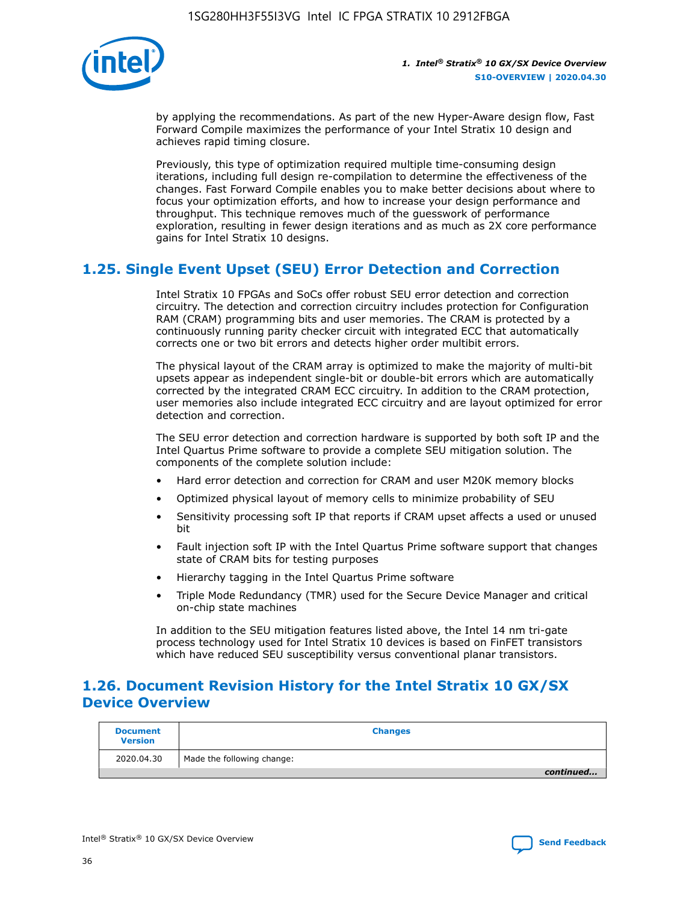by applying the recommendations. As part of the new Hyper-Aware design flow, Fast Forward Compile maximizes the performance of your Intel Stratix 10 design and achieves rapid timing closure.

Previously, this type of optimization required multiple time-consuming design iterations, including full design re-compilation to determine the effectiveness of the changes. Fast Forward Compile enables you to make better decisions about where to focus your optimization efforts, and how to increase your design performance and throughput. This technique removes much of the guesswork of performance exploration, resulting in fewer design iterations and as much as 2X core performance gains for Intel Stratix 10 designs.

## 1.25. Single Event Upset (SEU) Error Detection and Correction

Intel Stratix 10 FPGAs and SoCs offer robust SEU error detection and correction circuitry. The detection and correction circuitry includes protection for Configuration RAM (CRAM) programming bits and user memories. The CRAM is protected by a continuously running parity checker circuit with integrated ECC that automatically corrects one or two bit errors and detects higher order multibit errors.

The physical layout of the CRAM array is optimized to make the majority of multi-bit upsets appear as independent single-bit or double-bit errors which are automatically corrected by the integrated CRAM ECC circuitry. In addition to the CRAM protection, user memories also include integrated ECC circuitry and are layout optimized for error detection and correction.

The SEU error detection and correction hardware is supported by both soft IP and the Intel Quartus Prime software to provide a complete SEU mitigation solution. The components of the complete solution include:

- Hard error detection and correction for CRAM and user M20K memory blocks
- Optimized physical layout of memory cells to minimize probability of SEU
- Sensitivity processing soft IP that reports if CRAM upset affects a used or unused bit
- Fault injection soft IP with the Intel Quartus Prime software support that changes state of CRAM bits for testing purposes
- Hierarchy tagging in the Intel Quartus Prime software
- Triple Mode Redundancy (TMR) used for the Secure Device Manager and critical on-chip state machines

In addition to the SEU mitigation features listed above, the Intel 14 nm tri-gate process technology used for Intel Stratix 10 devices is based on FinFET transistors which have reduced SEU susceptibility versus conventional planar transistors.

## 1.26. Document Revision History for the Intel Stratix 10 GX/SX Device Overview

| Document Version | Changes |
| --- | --- |
| 2020.04.30 | Made the following change: |

*continued...*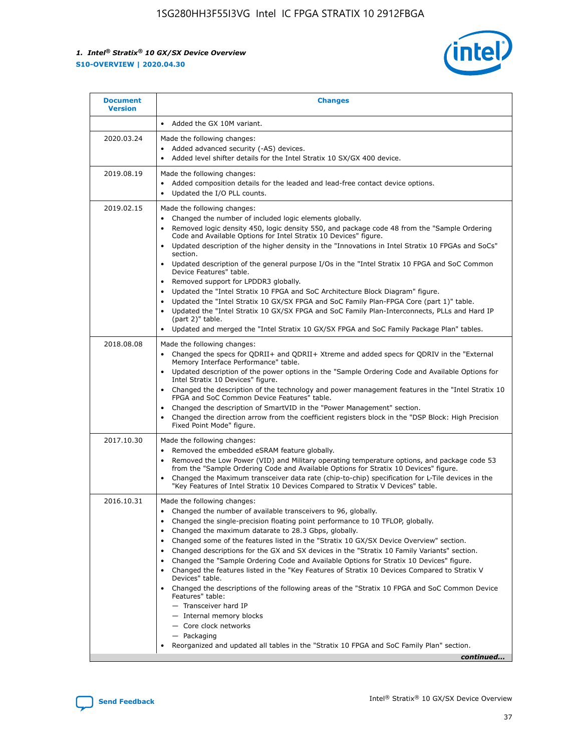| Document Version | Changes |
| --- | --- |
| | • Added the GX 10M variant. |
| 2020.03.24 | Made the following changes:<br>• Added advanced security (-AS) devices.<br>• Added level shifter details for the Intel Stratix 10 SX/GX 400 device. |
| 2019.08.19 | Made the following changes:<br>• Added composition details for the leaded and lead-free contact device options.<br>• Updated the I/O PLL counts. |
| 2019.02.15 | Made the following changes:<br>• Changed the number of included logic elements globally.<br>• Removed logic density 450, logic density 550, and package code 48 from the "Sample Ordering Code and Available Options for Intel Stratix 10 Devices" figure.<br>• Updated description of the higher density in the "Innovations in Intel Stratix 10 FPGAs and SoCs" section.<br>• Updated description of the general purpose I/Os in the "Intel Stratix 10 FPGA and SoC Common Device Features" table.<br>• Removed support for LPDDR3 globally.<br>• Updated the "Intel Stratix 10 FPGA and SoC Architecture Block Diagram" figure.<br>• Updated the "Intel Stratix 10 GX/SX FPGA and SoC Family Plan-FPGA Core (part 1)" table.<br>• Updated the "Intel Stratix 10 GX/SX FPGA and SoC Family Plan-Interconnects, PLLs and Hard IP (part 2)" table.<br>• Updated and merged the "Intel Stratix 10 GX/SX FPGA and SoC Family Package Plan" tables. |
| 2018.08.08 | Made the following changes:<br>• Changed the specs for QDRII+ and QDRII+ Xtreme and added specs for QDRIV in the "External Memory Interface Performance" table.<br>• Updated description of the power options in the "Sample Ordering Code and Available Options for Intel Stratix 10 Devices" figure.<br>• Changed the description of the technology and power management features in the "Intel Stratix 10 FPGA and SoC Common Device Features" table.<br>• Changed the description of SmartVID in the "Power Management" section.<br>• Changed the direction arrow from the coefficient registers block in the "DSP Block: High Precision Fixed Point Mode" figure. |
| 2017.10.30 | Made the following changes:<br>• Removed the embedded eSRAM feature globally.<br>• Removed the Low Power (VID) and Military operating temperature options, and package code 53 from the "Sample Ordering Code and Available Options for Stratix 10 Devices" figure.<br>• Changed the Maximum transceiver data rate (chip-to-chip) specification for L-Tile devices in the "Key Features of Intel Stratix 10 Devices Compared to Stratix V Devices" table. |
| 2016.10.31 | Made the following changes:<br>• Changed the number of available transceivers to 96, globally.<br>• Changed the single-precision floating point performance to 10 TFLOP, globally.<br>• Changed the maximum datarate to 28.3 Gbps, globally.<br>• Changed some of the features listed in the "Stratix 10 GX/SX Device Overview" section.<br>• Changed descriptions for the GX and SX devices in the "Stratix 10 Family Variants" section.<br>• Changed the "Sample Ordering Code and Available Options for Stratix 10 Devices" figure.<br>• Changed the features listed in the "Key Features of Stratix 10 Devices Compared to Stratix V Devices" table.<br>• Changed the descriptions of the following areas of the "Stratix 10 FPGA and SoC Common Device Features" table:<br>— Transceiver hard IP<br>— Internal memory blocks<br>— Core clock networks<br>— Packaging<br>• Reorganized and updated all tables in the "Stratix 10 FPGA and SoC Family Plan" section. |

*continued...*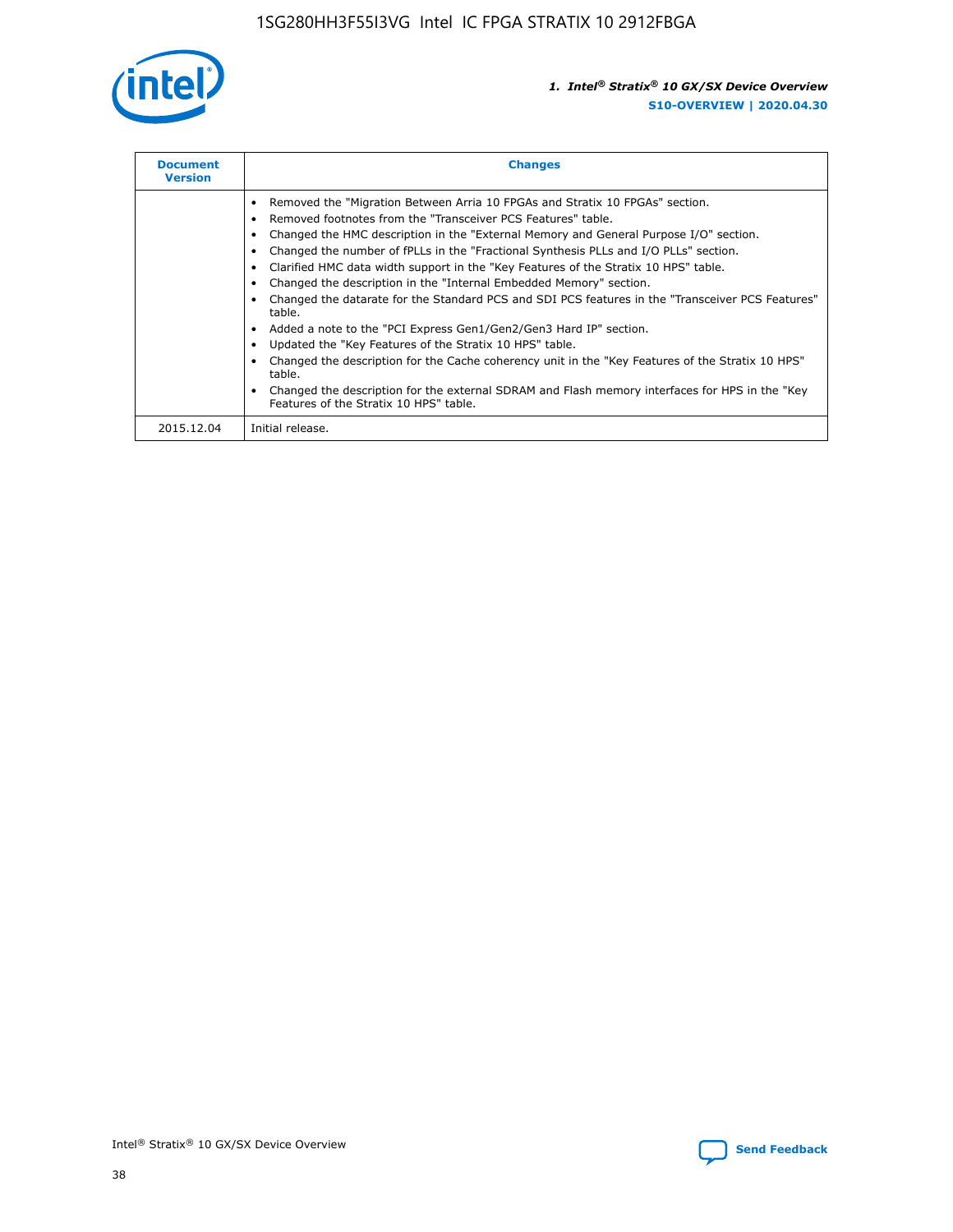| Document Version | Changes |
| --- | --- |
| | • Removed the "Migration Between Arria 10 FPGAs and Stratix 10 FPGAs" section.<br>• Removed footnotes from the "Transceiver PCS Features" table.<br>• Changed the HMC description in the "External Memory and General Purpose I/O" section.<br>• Changed the number of fPLLs in the "Fractional Synthesis PLLs and I/O PLLs" section.<br>• Clarified HMC data width support in the "Key Features of the Stratix 10 HPS" table.<br>• Changed the description in the "Internal Embedded Memory" section.<br>• Changed the datarate for the Standard PCS and SDI PCS features in the "Transceiver PCS Features" table.<br>• Added a note to the "PCI Express Gen1/Gen2/Gen3 Hard IP" section.<br>• Updated the "Key Features of the Stratix 10 HPS" table.<br>• Changed the description for the Cache coherency unit in the "Key Features of the Stratix 10 HPS" table.<br>• Changed the description for the external SDRAM and Flash memory interfaces for HPS in the "Key Features of the Stratix 10 HPS" table. |
| 2015.12.04 | Initial release. |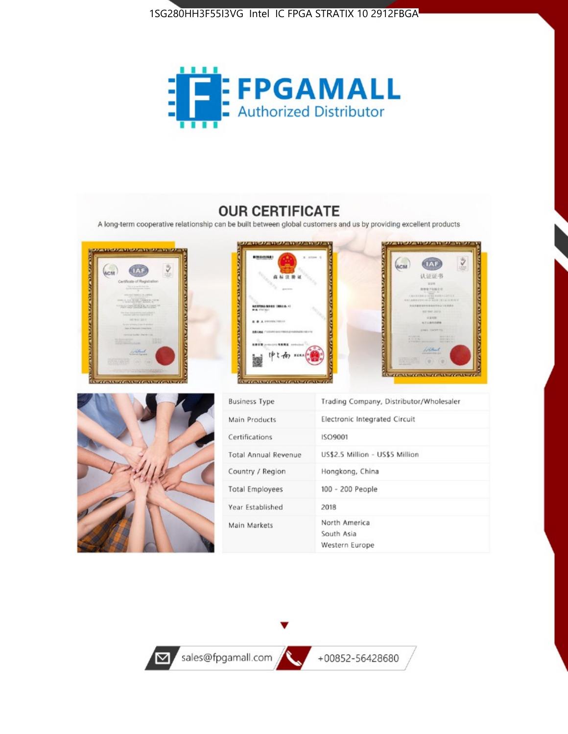# FPGAMALL

Authorized Distributor

## OUR CERTIFICATE

A long-term cooperative relationship can be built between global customers and us by providing excellent products

| | |
|---|---|
| Business Type | Trading Company, Distributor/Wholesaler |
| Main Products | Electronic Integrated Circuit |
| Certifications | ISO9001 |
| Total Annual Revenue | US$2.5 Million - US$5 Million |
| Country / Region | Hongkong, China |
| Total Employees | 100 - 200 People |
| Year Established | 2018 |
| Main Markets | North America<br>South Asia<br>Western Europe |

sales@fpgamall.com

+00852-56428680